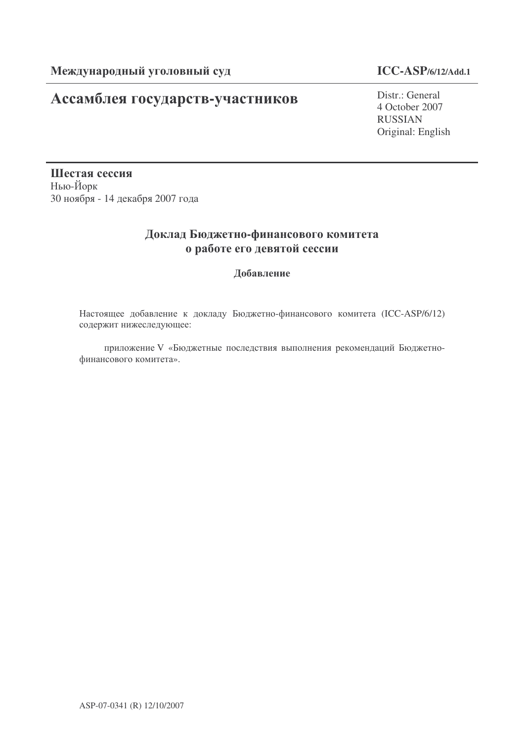**Международный уголовный суд** **ICC-ASP/6/12/Add.1**

# Ассамблея государств-участников

Distr.: General
4 October 2007
RUSSIAN
Original: English

**Шестая сессия**
Нью-Йорк
30 ноября - 14 декабря 2007 года

## Доклад Бюджетно-финансового комитета о работе его девятой сессии

### Добавление

Настоящее добавление к докладу Бюджетно-финансового комитета (ICC-ASP/6/12) содержит нижеследующее:

приложение V «Бюджетные последствия выполнения рекомендаций Бюджетно-финансового комитета».

ASP-07-0341 (R) 12/10/2007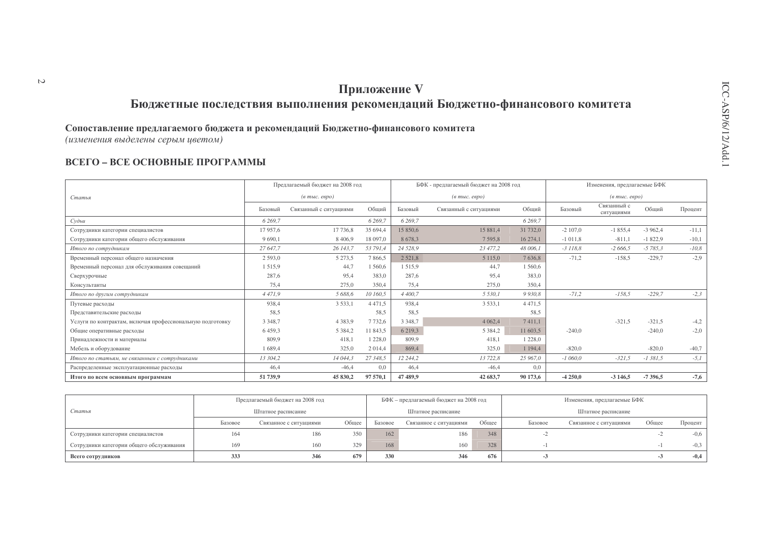# Приложение V

# Бюджетные последствия выполнения рекомендаций Бюджетно-финансового комитета

**Сопоставление предлагаемого бюджета и рекомендаций Бюджетно-финансового комитета**
*(изменения выделены серым цветом)*

## ВСЕГО – ВСЕ ОСНОВНЫЕ ПРОГРАММЫ

| *Статья* | Предлагаемый бюджет на 2008 год *(в тыс. евро)* | | | БФК - предлагаемый бюджет на 2008 год *(в тыс. евро)* | | | Изменения, предлагаемые БФК *(в тыс. евро)* | | | |
|---|---|---|---|---|---|---|---|---|---|---|
| | Базовый | Связанный с ситуациями | Общий | Базовый | Связанный с ситуациями | Общий | Базовый | Связанный с ситуациями | Общий | Процент |
| *Судьи* | *6 269,7* | | *6 269,7* | *6 269,7* | | *6 269,7* | | | | |
| Сотрудники категории специалистов | 17 957,6 | 17 736,8 | 35 694,4 | 15 850,6 | 15 881,4 | 31 732,0 | -2 107,0 | -1 855,4 | -3 962,4 | -11,1 |
| Сотрудники категории общего обслуживания | 9 690,1 | 8 406,9 | 18 097,0 | 8 678,3 | 7 595,8 | 16 274,1 | -1 011,8 | -811,1 | -1 822,9 | -10,1 |
| *Итого по сотрудникам* | *27 647,7* | *26 143,7* | *53 791,4* | *24 528,9* | *23 477,2* | *48 006,1* | *-3 118,8* | *-2 666,5* | *-5 785,3* | *-10,8* |
| Временный персонал общего назначения | 2 593,0 | 5 273,5 | 7 866,5 | 2 521,8 | 5 115,0 | 7 636,8 | -71,2 | -158,5 | -229,7 | -2,9 |
| Временный персонал для обслуживания совещаний | 1 515,9 | 44,7 | 1 560,6 | 1 515,9 | 44,7 | 1 560,6 | | | | |
| Сверхурочные | 287,6 | 95,4 | 383,0 | 287,6 | 95,4 | 383,0 | | | | |
| Консультанты | 75,4 | 275,0 | 350,4 | 75,4 | 275,0 | 350,4 | | | | |
| *Итого по другим сотрудникам* | *4 471,9* | *5 688,6* | *10 160,5* | *4 400,7* | *5 530,1* | *9 930,8* | *-71,2* | *-158,5* | *-229,7* | *-2,3* |
| Путевые расходы | 938,4 | 3 533,1 | 4 471,5 | 938,4 | 3 533,1 | 4 471,5 | | | | |
| Представительские расходы | 58,5 | | 58,5 | 58,5 | | 58,5 | | | | |
| Услуги по контрактам, включая профессиональную подготовку | 3 348,7 | 4 383,9 | 7 732,6 | 3 348,7 | 4 062,4 | 7 411,1 | | -321,5 | -321,5 | -4,2 |
| Общие оперативные расходы | 6 459,3 | 5 384,2 | 11 843,5 | 6 219,3 | 5 384,2 | 11 603,5 | -240,0 | | -240,0 | -2,0 |
| Принадлежности и материалы | 809,9 | 418,1 | 1 228,0 | 809,9 | 418,1 | 1 228,0 | | | | |
| Мебель и оборудование | 1 689,4 | 325,0 | 2 014,4 | 869,4 | 325,0 | 1 194,4 | -820,0 | | -820,0 | -40,7 |
| *Итого по статьям, не связанным с сотрудниками* | *13 304,2* | *14 044,3* | *27 348,5* | *12 244,2* | *13 722,8* | *25 967,0* | *-1 060,0* | *-321,5* | *-1 381,5* | *-5,1* |
| Распределенные эксплуатационные расходы | 46,4 | -46,4 | 0,0 | 46,4 | -46,4 | 0,0 | | | | |
| **Итого по всем основным программам** | **51 739,9** | **45 830,2** | **97 570,1** | **47 489,9** | **42 683,7** | **90 173,6** | **-4 250,0** | **-3 146,5** | **-7 396,5** | **-7,6** |

| *Статья* | Предлагаемый бюджет на 2008 год Штатное расписание | | | БФК – предлагаемый бюджет на 2008 год Штатное расписание | | | Изменения, предлагаемые БФК Штатное расписание | | | |
|---|---|---|---|---|---|---|---|---|---|---|
| | Базовое | Связанное с ситуациями | Общее | Базовое | Связанное с ситуациями | Общее | Базовое | Связанное с ситуациями | Общее | Процент |
| Сотрудники категории специалистов | 164 | 186 | 350 | 162 | 186 | 348 | -2 | | -2 | -0,6 |
| Сотрудники категории общего обслуживания | 169 | 160 | 329 | 168 | 160 | 328 | -1 | | -1 | -0,3 |
| **Всего сотрудников** | **333** | **346** | **679** | **330** | **346** | **676** | **-3** | | **-3** | **-0,4** |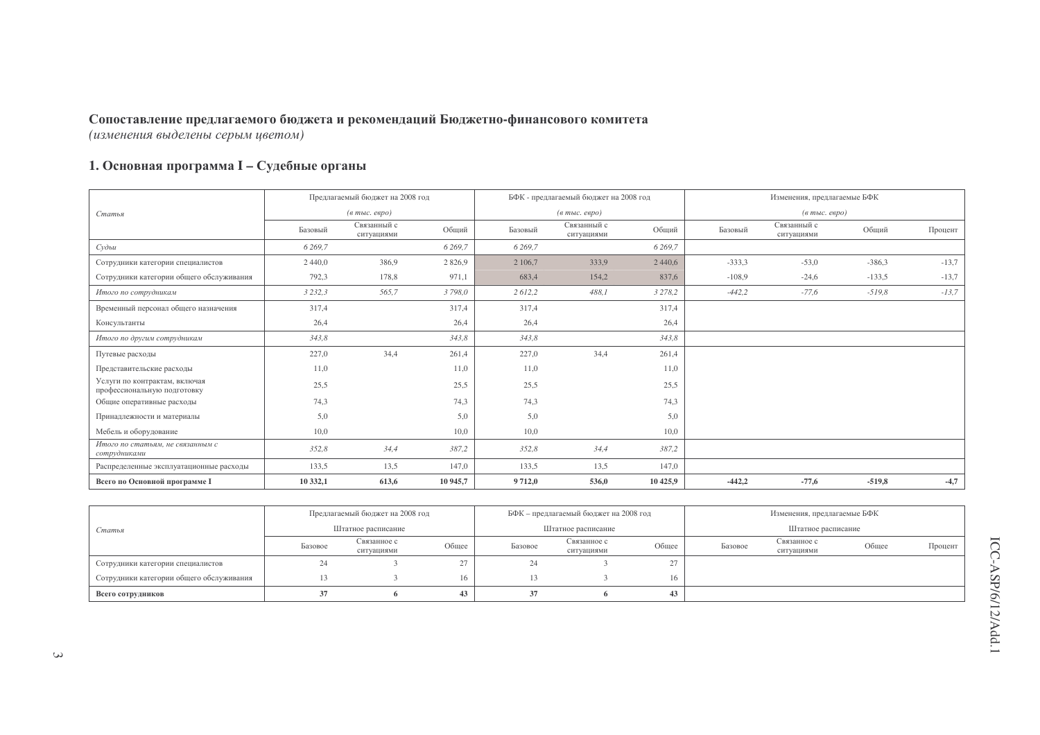## Сопоставление предлагаемого бюджета и рекомендаций Бюджетно-финансового комитета

*(изменения выделены серым цветом)*

## 1. Основная программа I – Судебные органы

| Статья | Предлагаемый бюджет на 2008 год (в тыс. евро) | | | БФК - предлагаемый бюджет на 2008 год (в тыс. евро) | | | Изменения, предлагаемые БФК (в тыс. евро) | | | |
|---|---|---|---|---|---|---|---|---|---|---|
| | Базовый | Связанный с ситуациями | Общий | Базовый | Связанный с ситуациями | Общий | Базовый | Связанный с ситуациями | Общий | Процент |
| *Судьи* | *6 269,7* | | *6 269,7* | *6 269,7* | | *6 269,7* | | | | |
| Сотрудники категории специалистов | 2 440,0 | 386,9 | 2 826,9 | 2 106,7 | 333,9 | 2 440,6 | -333,3 | -53,0 | -386,3 | -13,7 |
| Сотрудники категории общего обслуживания | 792,3 | 178,8 | 971,1 | 683,4 | 154,2 | 837,6 | -108,9 | -24,6 | -133,5 | -13,7 |
| *Итого по сотрудникам* | *3 232,3* | *565,7* | *3 798,0* | *2 612,2* | *488,1* | *3 278,2* | *-442,2* | *-77,6* | *-519,8* | *-13,7* |
| Временный персонал общего назначения | 317,4 | | 317,4 | 317,4 | | 317,4 | | | | |
| Консультанты | 26,4 | | 26,4 | 26,4 | | 26,4 | | | | |
| *Итого по другим сотрудникам* | *343,8* | | *343,8* | *343,8* | | *343,8* | | | | |
| Путевые расходы | 227,0 | 34,4 | 261,4 | 227,0 | 34,4 | 261,4 | | | | |
| Представительские расходы | 11,0 | | 11,0 | 11,0 | | 11,0 | | | | |
| Услуги по контрактам, включая профессиональную подготовку | 25,5 | | 25,5 | 25,5 | | 25,5 | | | | |
| Общие оперативные расходы | 74,3 | | 74,3 | 74,3 | | 74,3 | | | | |
| Принадлежности и материалы | 5,0 | | 5,0 | 5,0 | | 5,0 | | | | |
| Мебель и оборудование | 10,0 | | 10,0 | 10,0 | | 10,0 | | | | |
| *Итого по статьям, не связанным с сотрудниками* | *352,8* | *34,4* | *387,2* | *352,8* | *34,4* | *387,2* | | | | |
| Распределенные эксплуатационные расходы | 133,5 | 13,5 | 147,0 | 133,5 | 13,5 | 147,0 | | | | |
| **Всего по Основной программе I** | **10 332,1** | **613,6** | **10 945,7** | **9 712,0** | **536,0** | **10 425,9** | **-442,2** | **-77,6** | **-519,8** | **-4,7** |

| Статья | Предлагаемый бюджет на 2008 год Штатное расписание | | | БФК – предлагаемый бюджет на 2008 год Штатное расписание | | | Изменения, предлагаемые БФК Штатное расписание | | | |
|---|---|---|---|---|---|---|---|---|---|---|
| | Базовое | Связанное с ситуациями | Общее | Базовое | Связанное с ситуациями | Общее | Базовое | Связанное с ситуациями | Общее | Процент |
| Сотрудники категории специалистов | 24 | 3 | 27 | 24 | 3 | 27 | | | | |
| Сотрудники категории общего обслуживания | 13 | 3 | 16 | 13 | 3 | 16 | | | | |
| **Всего сотрудников** | **37** | **6** | **43** | **37** | **6** | **43** | | | | |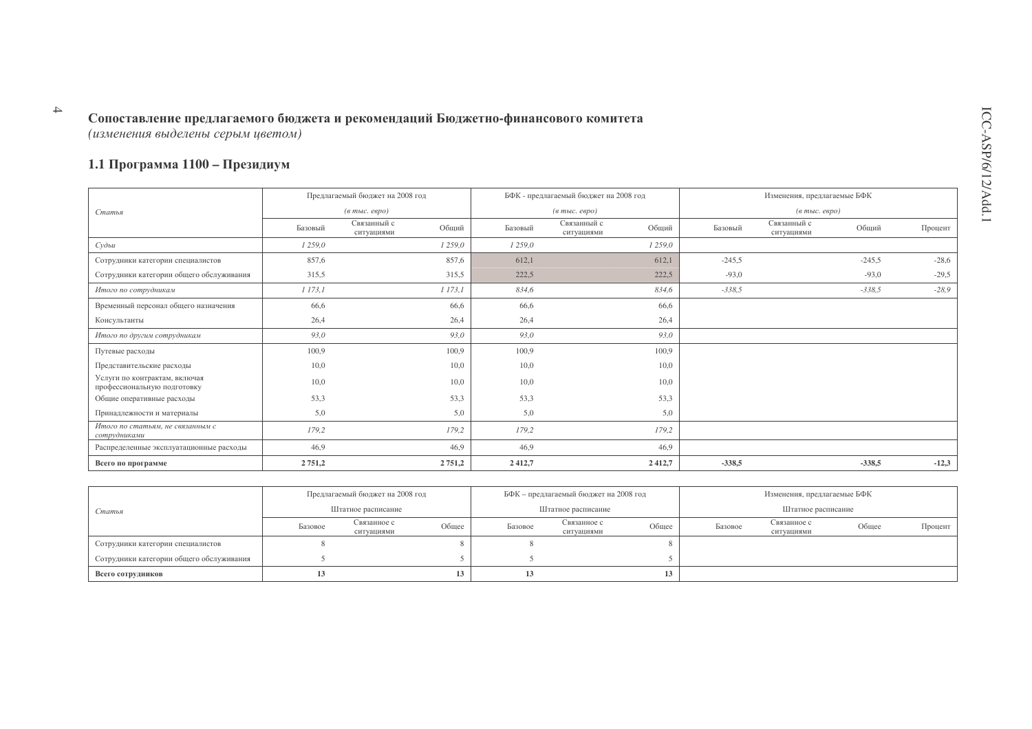## Сопоставление предлагаемого бюджета и рекомендаций Бюджетно-финансового комитета

*(изменения выделены серым цветом)*

### 1.1 Программа 1100 – Президиум

| Статья | Предлагаемый бюджет на 2008 год (в тыс. евро) | | | БФК - предлагаемый бюджет на 2008 год (в тыс. евро) | | | Изменения, предлагаемые БФК (в тыс. евро) | | | |
|---|---|---|---|---|---|---|---|---|---|---|
| | Базовый | Связанный с ситуациями | Общий | Базовый | Связанный с ситуациями | Общий | Базовый | Связанный с ситуациями | Общий | Процент |
| *Судьи* | *1 259,0* | | *1 259,0* | *1 259,0* | | *1 259,0* | | | | |
| Сотрудники категории специалистов | 857,6 | | 857,6 | 612,1 | | 612,1 | -245,5 | | -245,5 | -28,6 |
| Сотрудники категории общего обслуживания | 315,5 | | 315,5 | 222,5 | | 222,5 | -93,0 | | -93,0 | -29,5 |
| *Итого по сотрудникам* | *1 173,1* | | *1 173,1* | *834,6* | | *834,6* | *-338,5* | | *-338,5* | *-28,9* |
| Временный персонал общего назначения | 66,6 | | 66,6 | 66,6 | | 66,6 | | | | |
| Консультанты | 26,4 | | 26,4 | 26,4 | | 26,4 | | | | |
| *Итого по другим сотрудникам* | *93,0* | | *93,0* | *93,0* | | *93,0* | | | | |
| Путевые расходы | 100,9 | | 100,9 | 100,9 | | 100,9 | | | | |
| Представительские расходы | 10,0 | | 10,0 | 10,0 | | 10,0 | | | | |
| Услуги по контрактам, включая профессиональную подготовку | 10,0 | | 10,0 | 10,0 | | 10,0 | | | | |
| Общие оперативные расходы | 53,3 | | 53,3 | 53,3 | | 53,3 | | | | |
| Принадлежности и материалы | 5.0 | | 5,0 | 5,0 | | 5,0 | | | | |
| *Итого по статьям, не связанным с сотрудниками* | *179,2* | | *179,2* | *179,2* | | *179,2* | | | | |
| Распределенные эксплуатационные расходы | 46,9 | | 46,9 | 46,9 | | 46,9 | | | | |
| **Всего по программе** | **2 751,2** | | **2 751,2** | **2 412,7** | | **2 412,7** | **-338,5** | | **-338,5** | **-12,3** |

| Статья | Предлагаемый бюджет на 2008 год Штатное расписание | | | БФК – предлагаемый бюджет на 2008 год Штатное расписание | | | Изменения, предлагаемые БФК Штатное расписание | | | |
|---|---|---|---|---|---|---|---|---|---|---|
| | Базовое | Связанное с ситуациями | Общее | Базовое | Связанное с ситуациями | Общее | Базовое | Связанное с ситуациями | Общее | Процент |
| Сотрудники категории специалистов | 8 | | 8 | 8 | | 8 | | | | |
| Сотрудники категории общего обслуживания | 5 | | 5 | 5 | | 5 | | | | |
| **Всего сотрудников** | **13** | | **13** | **13** | | **13** | | | | |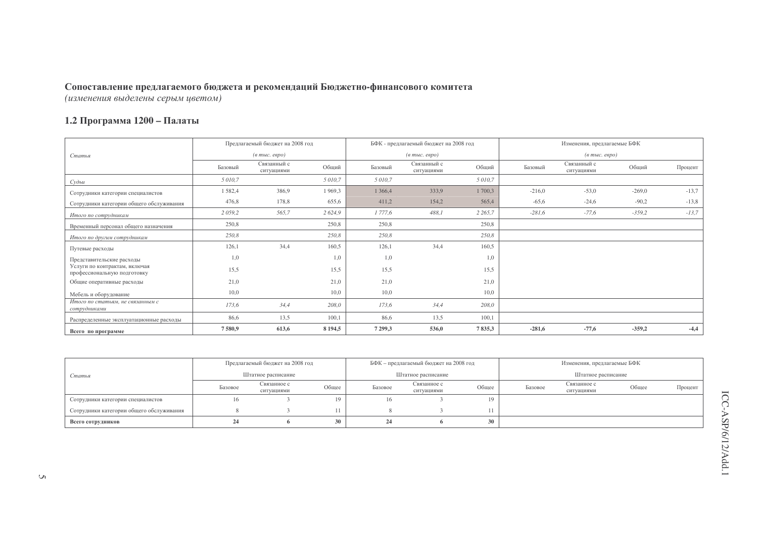**Сопоставление предлагаемого бюджета и рекомендаций Бюджетно-финансового комитета**
*(изменения выделены серым цветом)*

## 1.2 Программа 1200 – Палаты

| Статья | Предлагаемый бюджет на 2008 год (в тыс. евро) | | | БФК - предлагаемый бюджет на 2008 год (в тыс. евро) | | | Изменения, предлагаемые БФК (в тыс. евро) | | | |
|---|---|---|---|---|---|---|---|---|---|---|
| | Базовый | Связанный с ситуациями | Общий | Базовый | Связанный с ситуациями | Общий | Базовый | Связанный с ситуациями | Общий | Процент |
| *Судьи* | *5 010,7* | | *5 010,7* | *5 010,7* | | *5 010,7* | | | | |
| Сотрудники категории специалистов | 1 582,4 | 386,9 | 1 969,3 | 1 366,4 | 333,9 | 1 700,3 | -216,0 | -53,0 | -269,0 | -13,7 |
| Сотрудники категории общего обслуживания | 476,8 | 178,8 | 655,6 | 411,2 | 154,2 | 565,4 | -65,6 | -24,6 | -90,2 | -13,8 |
| *Итого по сотрудникам* | *2 059,2* | *565,7* | *2 624,9* | *1 777,6* | *488,1* | *2 265,7* | *-281,6* | *-77,6* | *-359,2* | *-13,7* |
| Временный персонал общего назначения | 250,8 | | 250,8 | 250,8 | | 250,8 | | | | |
| *Итого по другим сотрудникам* | *250,8* | | *250,8* | *250,8* | | *250,8* | | | | |
| Путевые расходы | 126,1 | 34,4 | 160,5 | 126,1 | 34,4 | 160,5 | | | | |
| Представительские расходы | 1,0 | | 1,0 | 1,0 | | 1,0 | | | | |
| Услуги по контрактам, включая профессиональную подготовку | 15,5 | | 15,5 | 15,5 | | 15,5 | | | | |
| Общие оперативные расходы | 21,0 | | 21,0 | 21,0 | | 21,0 | | | | |
| Мебель и оборудование | 10,0 | | 10,0 | 10,0 | | 10,0 | | | | |
| *Итого по статьям, не связанным с сотрудниками* | *173,6* | *34,4* | *208,0* | *173,6* | *34,4* | *208,0* | | | | |
| Распределенные эксплуатационные расходы | 86,6 | 13,5 | 100,1 | 86,6 | 13,5 | 100,1 | | | | |
| **Всего по программе** | **7 580,9** | **613,6** | **8 194,5** | **7 299,3** | **536,0** | **7 835,3** | **-281,6** | **-77,6** | **-359,2** | **-4,4** |

| Статья | Предлагаемый бюджет на 2008 год Штатное расписание | | | БФК – предлагаемый бюджет на 2008 год Штатное расписание | | | Изменения, предлагаемые БФК Штатное расписание | | | |
|---|---|---|---|---|---|---|---|---|---|---|
| | Базовое | Связанное с ситуациями | Общее | Базовое | Связанное с ситуациями | Общее | Базовое | Связанное с ситуациями | Общее | Процент |
| Сотрудники категории специалистов | 16 | 3 | 19 | 16 | 3 | 19 | | | | |
| Сотрудники категории общего обслуживания | 8 | 3 | 11 | 8 | 3 | 11 | | | | |
| **Всего сотрудников** | **24** | **6** | **30** | **24** | **6** | **30** | | | | |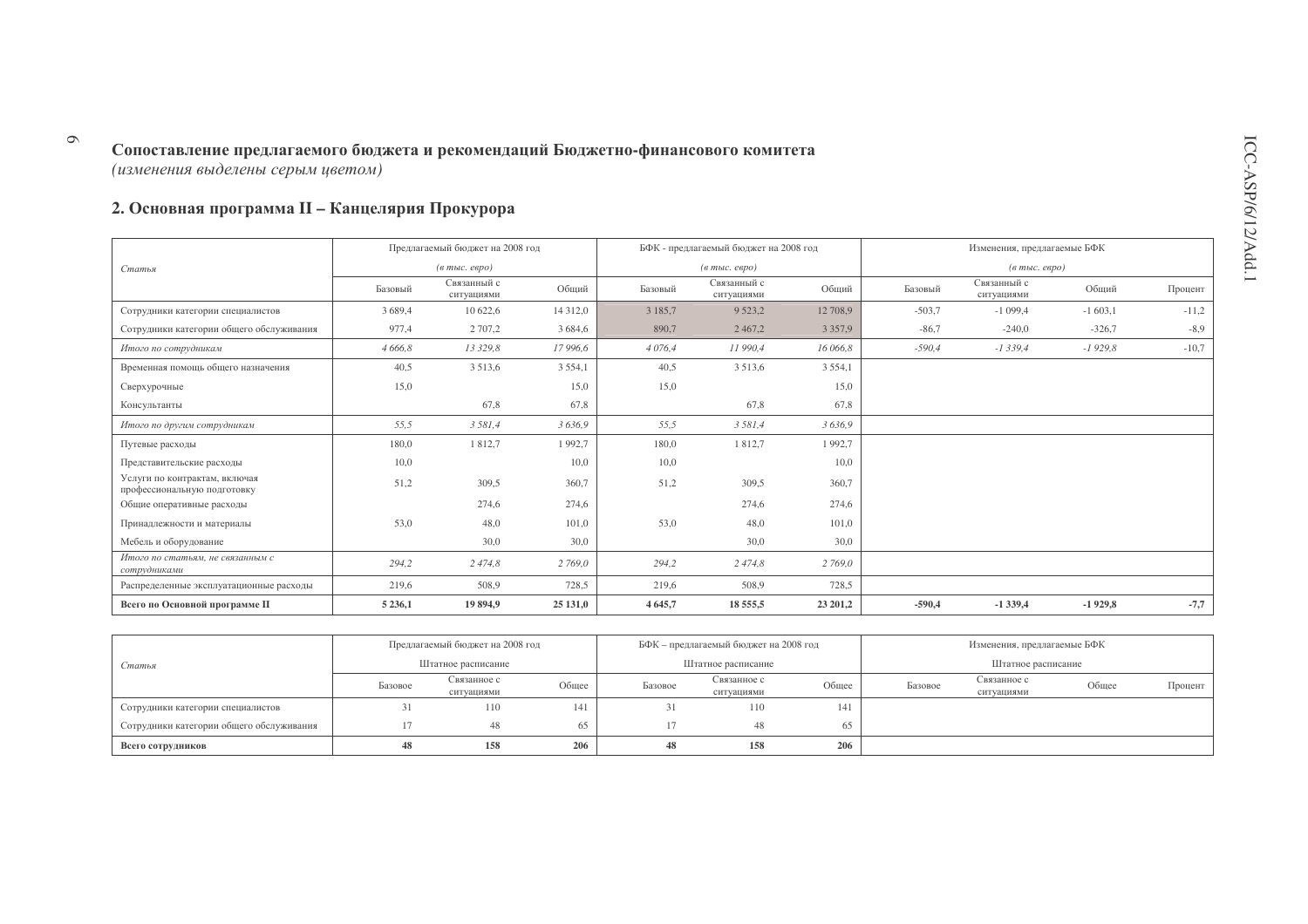## Сопоставление предлагаемого бюджета и рекомендаций Бюджетно-финансового комитета
*(изменения выделены серым цветом)*

## 2. Основная программа II – Канцелярия Прокурора

| *Статья* | Предлагаемый бюджет на 2008 год *(в тыс. евро)* | | | БФК - предлагаемый бюджет на 2008 год *(в тыс. евро)* | | | Изменения, предлагаемые БФК *(в тыс. евро)* | | | |
|---|---|---|---|---|---|---|---|---|---|---|
| | Базовый | Связанный с ситуациями | Общий | Базовый | Связанный с ситуациями | Общий | Базовый | Связанный с ситуациями | Общий | Процент |
| Сотрудники категории специалистов | 3 689,4 | 10 622,6 | 14 312,0 | 3 185,7 | 9 523,2 | 12 708,9 | -503,7 | -1 099,4 | -1 603,1 | -11,2 |
| Сотрудники категории общего обслуживания | 977,4 | 2 707,2 | 3 684,6 | 890,7 | 2 467,2 | 3 357,9 | -86,7 | -240,0 | -326,7 | -8,9 |
| *Итого по сотрудникам* | *4 666,8* | *13 329,8* | *17 996,6* | *4 076,4* | *11 990,4* | *16 066,8* | *-590,4* | *-1 339,4* | *-1 929,8* | *-10,7* |
| Временная помощь общего назначения | 40,5 | 3 513,6 | 3 554,1 | 40,5 | 3 513,6 | 3 554,1 | | | | |
| Сверхурочные | 15,0 | | 15,0 | 15,0 | | 15,0 | | | | |
| Консультанты | | 67,8 | 67,8 | | 67,8 | 67,8 | | | | |
| *Итого по другим сотрудникам* | *55,5* | *3 581,4* | *3 636,9* | *55,5* | *3 581,4* | *3 636,9* | | | | |
| Путевые расходы | 180,0 | 1 812,7 | 1 992,7 | 180,0 | 1 812,7 | 1 992,7 | | | | |
| Представительские расходы | 10,0 | | 10,0 | 10,0 | | 10,0 | | | | |
| Услуги по контрактам, включая профессиональную подготовку | 51,2 | 309,5 | 360,7 | 51,2 | 309,5 | 360,7 | | | | |
| Общие оперативные расходы | | 274,6 | 274,6 | | 274,6 | 274,6 | | | | |
| Принадлежности и материалы | 53,0 | 48,0 | 101,0 | 53,0 | 48,0 | 101,0 | | | | |
| Мебель и оборудование | | 30,0 | 30,0 | | 30,0 | 30,0 | | | | |
| *Итого по статьям, не связанным с сотрудниками* | *294,2* | *2 474,8* | *2 769,0* | *294,2* | *2 474,8* | *2 769,0* | | | | |
| Распределенные эксплуатационные расходы | 219,6 | 508,9 | 728,5 | 219,6 | 508,9 | 728,5 | | | | |
| **Всего по Основной программе II** | **5 236,1** | **19 894,9** | **25 131,0** | **4 645,7** | **18 555,5** | **23 201,2** | **-590,4** | **-1 339,4** | **-1 929,8** | **-7,7** |

| *Статья* | Предлагаемый бюджет на 2008 год Штатное расписание | | | БФК – предлагаемый бюджет на 2008 год Штатное расписание | | | Изменения, предлагаемые БФК Штатное расписание | | | |
|---|---|---|---|---|---|---|---|---|---|---|
| | Базовое | Связанное с ситуациями | Общее | Базовое | Связанное с ситуациями | Общее | Базовое | Связанное с ситуациями | Общее | Процент |
| Сотрудники категории специалистов | 31 | 110 | 141 | 31 | 110 | 141 | | | | |
| Сотрудники категории общего обслуживания | 17 | 48 | 65 | 17 | 48 | 65 | | | | |
| **Всего сотрудников** | **48** | **158** | **206** | **48** | **158** | **206** | | | | |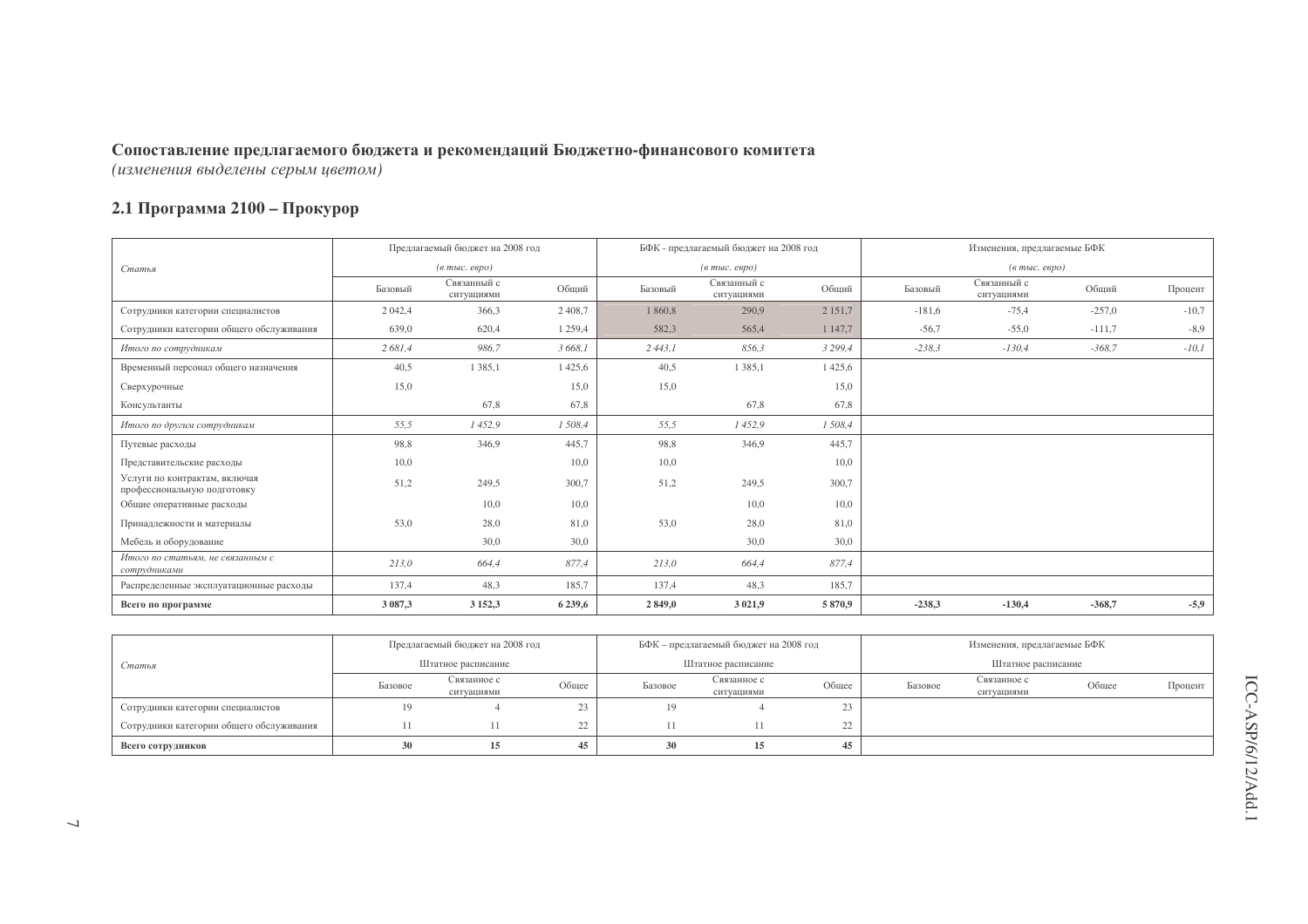## Сопоставление предлагаемого бюджета и рекомендаций Бюджетно-финансового комитета

*(изменения выделены серым цветом)*

### 2.1 Программа 2100 – Прокурор

| *Статья* | Предлагаемый бюджет на 2008 год *(в тыс. евро)* | | | БФК - предлагаемый бюджет на 2008 год *(в тыс. евро)* | | | Изменения, предлагаемые БФК *(в тыс. евро)* | | | |
|---|---|---|---|---|---|---|---|---|---|---|
| | Базовый | Связанный с ситуациями | Общий | Базовый | Связанный с ситуациями | Общий | Базовый | Связанный с ситуациями | Общий | Процент |
| Сотрудники категории специалистов | 2 042,4 | 366,3 | 2 408,7 | 1 860,8 | 290,9 | 2 151,7 | -181,6 | -75,4 | -257,0 | -10,7 |
| Сотрудники категории общего обслуживания | 639,0 | 620,4 | 1 259,4 | 582,3 | 565,4 | 1 147,7 | -56,7 | -55,0 | -111,7 | -8,9 |
| *Итого по сотрудникам* | *2 681,4* | *986,7* | *3 668,1* | *2 443,1* | *856,3* | *3 299,4* | *-238,3* | *-130,4* | *-368,7* | *-10,1* |
| Временный персонал общего назначения | 40,5 | 1 385,1 | 1 425,6 | 40,5 | 1 385,1 | 1 425,6 | | | | |
| Сверхурочные | 15,0 | | 15,0 | 15,0 | | 15,0 | | | | |
| Консультанты | | 67,8 | 67,8 | | 67,8 | 67,8 | | | | |
| *Итого по другим сотрудникам* | *55,5* | *1 452,9* | *1 508,4* | *55,5* | *1 452,9* | *1 508,4* | | | | |
| Путевые расходы | 98,8 | 346,9 | 445,7 | 98,8 | 346,9 | 445,7 | | | | |
| Представительские расходы | 10,0 | | 10,0 | 10,0 | | 10,0 | | | | |
| Услуги по контрактам, включая профессиональную подготовку | 51,2 | 249,5 | 300,7 | 51,2 | 249,5 | 300,7 | | | | |
| Общие оперативные расходы | | 10,0 | 10,0 | | 10,0 | 10,0 | | | | |
| Принадлежности и материалы | 53,0 | 28,0 | 81,0 | 53,0 | 28,0 | 81,0 | | | | |
| Мебель и оборудование | | 30,0 | 30,0 | | 30,0 | 30,0 | | | | |
| *Итого по статьям, не связанным с сотрудниками* | *213,0* | *664,4* | *877,4* | *213,0* | *664,4* | *877,4* | | | | |
| Распределенные эксплуатационные расходы | 137,4 | 48,3 | 185,7 | 137,4 | 48,3 | 185,7 | | | | |
| **Всего по программе** | **3 087,3** | **3 152,3** | **6 239,6** | **2 849,0** | **3 021,9** | **5 870,9** | **-238,3** | **-130,4** | **-368,7** | **-5,9** |

| *Статья* | Предлагаемый бюджет на 2008 год Штатное расписание | | | БФК – предлагаемый бюджет на 2008 год Штатное расписание | | | Изменения, предлагаемые БФК Штатное расписание | | | |
|---|---|---|---|---|---|---|---|---|---|---|
| | Базовое | Связанное с ситуациями | Общее | Базовое | Связанное с ситуациями | Общее | Базовое | Связанное с ситуациями | Общее | Процент |
| Сотрудники категории специалистов | 19 | 4 | 23 | 19 | 4 | 23 | | | | |
| Сотрудники категории общего обслуживания | 11 | 11 | 22 | 11 | 11 | 22 | | | | |
| **Всего сотрудников** | **30** | **15** | **45** | **30** | **15** | **45** | | | | |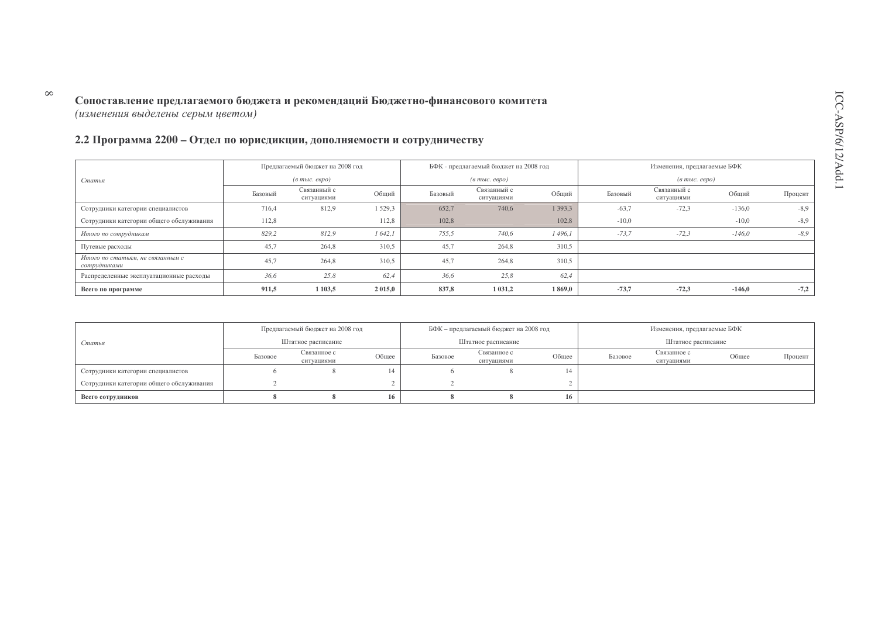### Сопоставление предлагаемого бюджета и рекомендаций Бюджетно-финансового комитета
*(изменения выделены серым цветом)*

## 2.2 Программа 2200 – Отдел по юрисдикции, дополняемости и сотрудничеству

| *Статья* | Предлагаемый бюджет на 2008 год *(в тыс. евро)* | | | БФК - предлагаемый бюджет на 2008 год *(в тыс. евро)* | | | Изменения, предлагаемые БФК *(в тыс. евро)* | | | |
|---|---|---|---|---|---|---|---|---|---|---|
| | Базовый | Связанный с ситуациями | Общий | Базовый | Связанный с ситуациями | Общий | Базовый | Связанный с ситуациями | Общий | Процент |
| Сотрудники категории специалистов | 716,4 | 812,9 | 1 529,3 | 652,7 | 740,6 | 1 393,3 | -63,7 | -72,3 | -136,0 | -8,9 |
| Сотрудники категории общего обслуживания | 112,8 | | 112,8 | 102,8 | | 102,8 | -10,0 | | -10,0 | -8,9 |
| *Итого по сотрудникам* | *829,2* | *812,9* | *1 642,1* | *755,5* | *740,6* | *1 496,1* | *-73,7* | *-72,3* | *-146,0* | *-8,9* |
| Путевые расходы | 45,7 | 264,8 | 310,5 | 45,7 | 264,8 | 310,5 | | | | |
| *Итого по статьям, не связанным с сотрудниками* | 45,7 | 264,8 | 310,5 | 45,7 | 264,8 | 310,5 | | | | |
| Распределенные эксплуатационные расходы | *36,6* | *25,8* | *62,4* | *36,6* | *25,8* | *62,4* | | | | |
| **Всего по программе** | **911,5** | **1 103,5** | **2 015,0** | **837,8** | **1 031,2** | **1 869,0** | **-73,7** | **-72,3** | **-146,0** | **-7,2** |

| *Статья* | Предлагаемый бюджет на 2008 год Штатное расписание | | | БФК – предлагаемый бюджет на 2008 год Штатное расписание | | | Изменения, предлагаемые БФК Штатное расписание | | | |
|---|---|---|---|---|---|---|---|---|---|---|
| | Базовое | Связанное с ситуациями | Общее | Базовое | Связанное с ситуациями | Общее | Базовое | Связанное с ситуациями | Общее | Процент |
| Сотрудники категории специалистов | 6 | 8 | 14 | 6 | 8 | 14 | | | | |
| Сотрудники категории общего обслуживания | 2 | | 2 | 2 | | 2 | | | | |
| **Всего сотрудников** | **8** | **8** | **16** | **8** | **8** | **16** | | | | |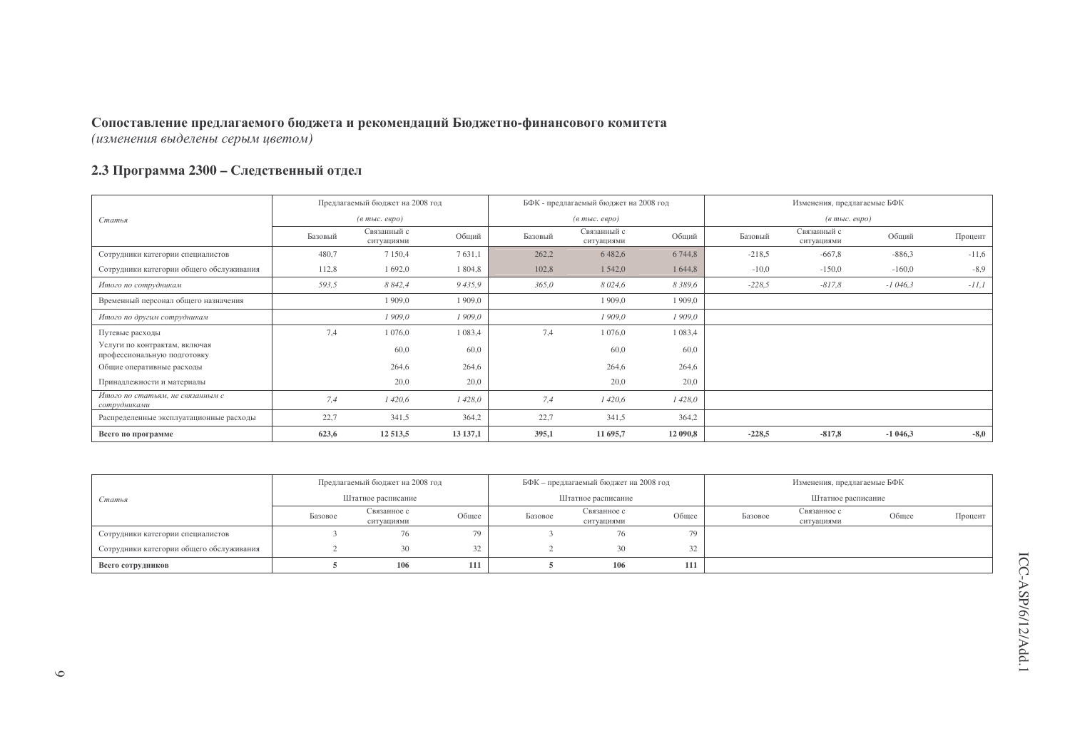**Сопоставление предлагаемого бюджета и рекомендаций Бюджетно-финансового комитета**
*(изменения выделены серым цветом)*

## 2.3 Программа 2300 – Следственный отдел

| *Статья* | Предлагаемый бюджет на 2008 год *(в тыс. евро)* | | | БФК - предлагаемый бюджет на 2008 год *(в тыс. евро)* | | | Изменения, предлагаемые БФК *(в тыс. евро)* | | | |
|---|---|---|---|---|---|---|---|---|---|---|
| | Базовый | Связанный с ситуациями | Общий | Базовый | Связанный с ситуациями | Общий | Базовый | Связанный с ситуациями | Общий | Процент |
| Сотрудники категории специалистов | 480,7 | 7 150,4 | 7 631,1 | 262,2 | 6 482,6 | 6 744,8 | -218,5 | -667,8 | -886,3 | -11,6 |
| Сотрудники категории общего обслуживания | 112,8 | 1 692,0 | 1 804,8 | 102,8 | 1 542,0 | 1 644,8 | -10,0 | -150,0 | -160,0 | -8,9 |
| *Итого по сотрудникам* | *593,5* | *8 842,4* | *9 435,9* | *365,0* | *8 024,6* | *8 389,6* | *-228,5* | *-817,8* | *-1 046,3* | *-11,1* |
| Временный персонал общего назначения | | 1 909,0 | 1 909,0 | | 1 909,0 | 1 909,0 | | | | |
| *Итого по другим сотрудникам* | | *1 909,0* | *1 909,0* | | *1 909,0* | *1 909,0* | | | | |
| Путевые расходы | 7,4 | 1 076,0 | 1 083,4 | 7,4 | 1 076,0 | 1 083,4 | | | | |
| Услуги по контрактам, включая профессиональную подготовку | | 60,0 | 60,0 | | 60,0 | 60,0 | | | | |
| Общие оперативные расходы | | 264,6 | 264,6 | | 264,6 | 264,6 | | | | |
| Принадлежности и материалы | | 20,0 | 20,0 | | 20,0 | 20,0 | | | | |
| *Итого по статьям, не связанным с сотрудниками* | *7,4* | *1 420,6* | *1 428,0* | *7,4* | *1 420,6* | *1 428,0* | | | | |
| Распределенные эксплуатационные расходы | 22,7 | 341,5 | 364,2 | 22,7 | 341,5 | 364,2 | | | | |
| **Всего по программе** | **623,6** | **12 513,5** | **13 137,1** | **395,1** | **11 695,7** | **12 090,8** | **-228,5** | **-817,8** | **-1 046,3** | **-8,0** |

| *Статья* | Предлагаемый бюджет на 2008 год Штатное расписание | | | БФК – предлагаемый бюджет на 2008 год Штатное расписание | | | Изменения, предлагаемые БФК Штатное расписание | | | |
|---|---|---|---|---|---|---|---|---|---|---|
| | Базовое | Связанное с ситуациями | Общее | Базовое | Связанное с ситуациями | Общее | Базовое | Связанное с ситуациями | Общее | Процент |
| Сотрудники категории специалистов | 3 | 76 | 79 | 3 | 76 | 79 | | | | |
| Сотрудники категории общего обслуживания | 2 | 30 | 32 | 2 | 30 | 32 | | | | |
| **Всего сотрудников** | **5** | **106** | **111** | **5** | **106** | **111** | | | | |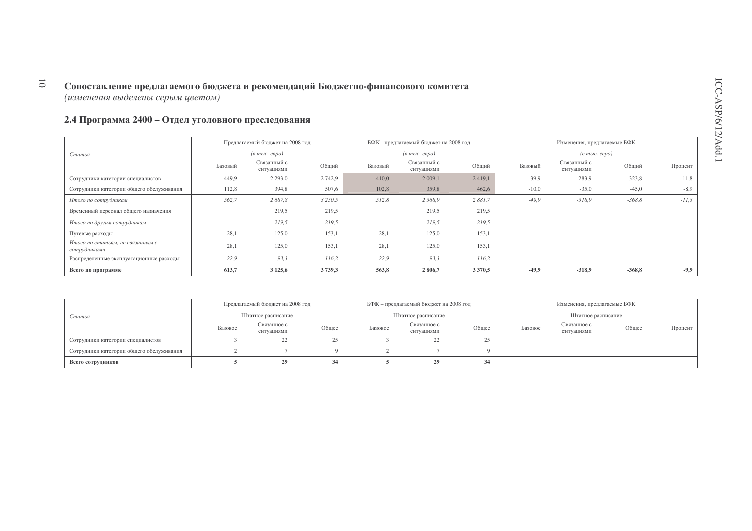## Сопоставление предлагаемого бюджета и рекомендаций Бюджетно-финансового комитета

*(изменения выделены серым цветом)*

### 2.4 Программа 2400 – Отдел уголовного преследования

| *Статья* | Предлагаемый бюджет на 2008 год *(в тыс. евро)* | | | БФК - предлагаемый бюджет на 2008 год *(в тыс. евро)* | | | Изменения, предлагаемые БФК *(в тыс. евро)* | | | |
|---|---|---|---|---|---|---|---|---|---|---|
| | Базовый | Связанный с ситуациями | Общий | Базовый | Связанный с ситуациями | Общий | Базовый | Связанный с ситуациями | Общий | Процент |
| Сотрудники категории специалистов | 449,9 | 2 293,0 | 2 742,9 | 410,0 | 2 009,1 | 2 419,1 | -39,9 | -283,9 | -323,8 | -11,8 |
| Сотрудники категории общего обслуживания | 112,8 | 394,8 | 507,6 | 102,8 | 359,8 | 462,6 | -10,0 | -35,0 | -45,0 | -8,9 |
| *Итого по сотрудникам* | *562,7* | *2 687,8* | *3 250,5* | *512,8* | *2 368,9* | *2 881,7* | *-49,9* | *-318,9* | *-368,8* | *-11,3* |
| Временный персонал общего назначения | | 219,5 | 219,5 | | 219,5 | 219,5 | | | | |
| *Итого по другим сотрудникам* | | *219,5* | *219,5* | | *219,5* | *219,5* | | | | |
| Путевые расходы | 28,1 | 125,0 | 153,1 | 28,1 | 125,0 | 153,1 | | | | |
| *Итого по статьям, не связанным с сотрудниками* | 28,1 | 125,0 | 153,1 | 28,1 | 125,0 | 153,1 | | | | |
| Распределенные эксплуатационные расходы | *22,9* | *93,3* | *116,2* | *22,9* | *93,3* | *116,2* | | | | |
| **Всего по программе** | **613,7** | **3 125,6** | **3 739,3** | **563,8** | **2 806,7** | **3 370,5** | **-49,9** | **-318,9** | **-368,8** | **-9,9** |

| *Статья* | Предлагаемый бюджет на 2008 год Штатное расписание | | | БФК – предлагаемый бюджет на 2008 год Штатное расписание | | | Изменения, предлагаемые БФК Штатное расписание | | | |
|---|---|---|---|---|---|---|---|---|---|---|
| | Базовое | Связанное с ситуациями | Общее | Базовое | Связанное с ситуациями | Общее | Базовое | Связанное с ситуациями | Общее | Процент |
| Сотрудники категории специалистов | 3 | 22 | 25 | 3 | 22 | 25 | | | | |
| Сотрудники категории общего обслуживания | 2 | 7 | 9 | 2 | 7 | 9 | | | | |
| **Всего сотрудников** | **5** | **29** | **34** | **5** | **29** | **34** | | | | |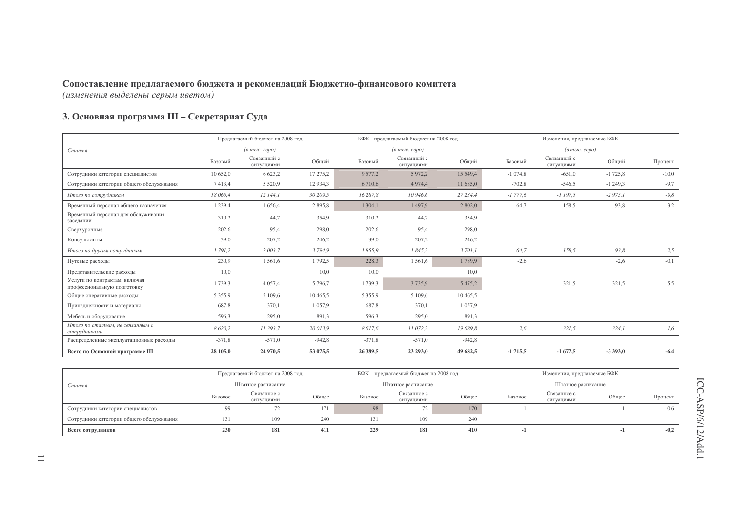**Сопоставление предлагаемого бюджета и рекомендаций Бюджетно-финансового комитета**
*(изменения выделены серым цветом)*

## 3. Основная программа III – Секретариат Суда

| Статья | Предлагаемый бюджет на 2008 год (в тыс. евро) | | | БФК - предлагаемый бюджет на 2008 год (в тыс. евро) | | | Изменения, предлагаемые БФК (в тыс. евро) | | | |
|---|---|---|---|---|---|---|---|---|---|---|
| | Базовый | Связанный с ситуациями | Общий | Базовый | Связанный с ситуациями | Общий | Базовый | Связанный с ситуациями | Общий | Процент |
| Сотрудники категории специалистов | 10 652,0 | 6 623,2 | 17 275,2 | 9 577,2 | 5 972,2 | 15 549,4 | -1 074,8 | -651,0 | -1 725,8 | -10,0 |
| Сотрудники категории общего обслуживания | 7 413,4 | 5 520,9 | 12 934,3 | 6 710,6 | 4 974,4 | 11 685,0 | -702,8 | -546,5 | -1 249,3 | -9,7 |
| *Итого по сотрудникам* | *18 065,4* | *12 144,1* | *30 209,5* | *16 287,8* | *10 946,6* | *27 234,4* | *-1 777,6* | *-1 197,5* | *-2 975,1* | *-9,8* |
| Временный персонал общего назначения | 1 239,4 | 1 656,4 | 2 895,8 | 1 304,1 | 1 497,9 | 2 802,0 | 64,7 | -158,5 | -93,8 | -3,2 |
| Временный персонал для обслуживания заседаний | 310,2 | 44,7 | 354,9 | 310,2 | 44,7 | 354,9 | | | | |
| Сверхурочные | 202,6 | 95,4 | 298,0 | 202,6 | 95,4 | 298,0 | | | | |
| Консультанты | 39,0 | 207,2 | 246,2 | 39,0 | 207,2 | 246,2 | | | | |
| *Итого по другим сотрудникам* | *1 791,2* | *2 003,7* | *3 794,9* | *1 855,9* | *1 845,2* | *3 701,1* | *64,7* | *-158,5* | *-93,8* | *-2,5* |
| Путевые расходы | 230,9 | 1 561,6 | 1 792,5 | 228,3 | 1 561,6 | 1 789,9 | -2,6 | | -2,6 | -0,1 |
| Представительские расходы | 10,0 | | 10,0 | 10,0 | | 10,0 | | | | |
| Услуги по контрактам, включая профессиональную подготовку | 1 739,3 | 4 057,4 | 5 796,7 | 1 739,3 | 3 735,9 | 5 475,2 | | -321,5 | -321,5 | -5,5 |
| Общие оперативные расходы | 5 355,9 | 5 109,6 | 10 465,5 | 5 355,9 | 5 109,6 | 10 465,5 | | | | |
| Принадлежности и материалы | 687,8 | 370,1 | 1 057,9 | 687,8 | 370,1 | 1 057,9 | | | | |
| Мебель и оборудование | 596,3 | 295,0 | 891,3 | 596,3 | 295,0 | 891,3 | | | | |
| *Итого по статьям, не связанным с сотрудниками* | *8 620,2* | *11 393,7* | *20 013,9* | *8 617,6* | *11 072,2* | *19 689,8* | *-2,6* | *-321,5* | *-324,1* | *-1,6* |
| Распределенные эксплуатационные расходы | -371,8 | -571,0 | -942,8 | -371,8 | -571,0 | -942,8 | | | | |
| **Всего по Основной программе III** | **28 105,0** | **24 970,5** | **53 075,5** | **26 389,5** | **23 293,0** | **49 682,5** | **-1 715,5** | **-1 677,5** | **-3 393,0** | **-6,4** |

| Статья | Предлагаемый бюджет на 2008 год (Штатное расписание) | | | БФК – предлагаемый бюджет на 2008 год (Штатное расписание) | | | Изменения, предлагаемые БФК (Штатное расписание) | | | |
|---|---|---|---|---|---|---|---|---|---|---|
| | Базовое | Связанное с ситуациями | Общее | Базовое | Связанное с ситуациями | Общее | Базовое | Связанное с ситуациями | Общее | Процент |
| Сотрудники категории специалистов | 99 | 72 | 171 | 98 | 72 | 170 | -1 | | -1 | -0,6 |
| Сотрудники категории общего обслуживания | 131 | 109 | 240 | 131 | 109 | 240 | | | | |
| **Всего сотрудников** | **230** | **181** | **411** | **229** | **181** | **410** | **-1** | | **-1** | **-0,2** |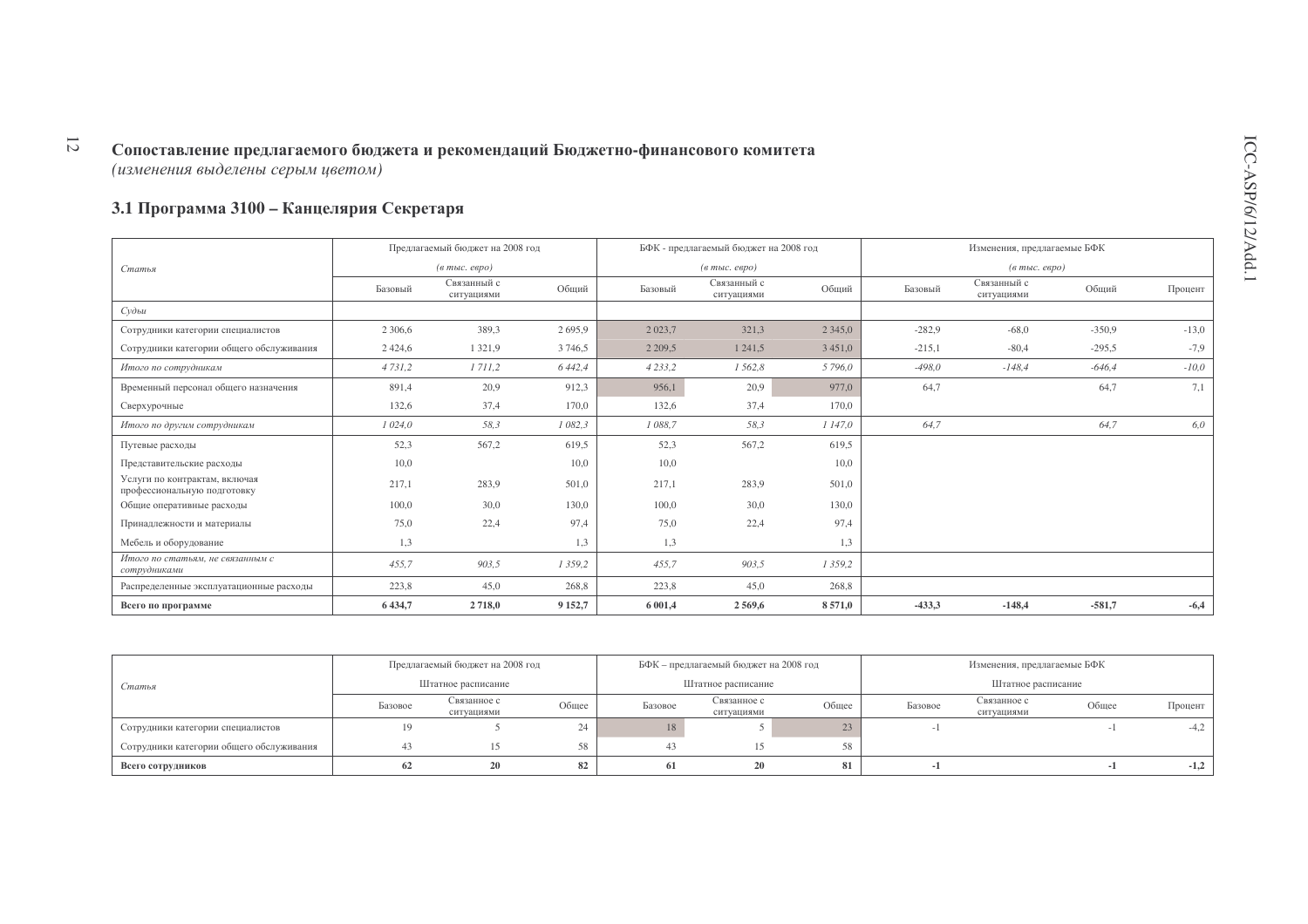## Сопоставление предлагаемого бюджета и рекомендаций Бюджетно-финансового комитета

*(изменения выделены серым цветом)*

### 3.1 Программа 3100 – Канцелярия Секретаря

| Статья | Предлагаемый бюджет на 2008 год (в тыс. евро) | | | БФК - предлагаемый бюджет на 2008 год (в тыс. евро) | | | Изменения, предлагаемые БФК (в тыс. евро) | | | |
|---|---|---|---|---|---|---|---|---|---|---|
| | Базовый | Связанный с ситуациями | Общий | Базовый | Связанный с ситуациями | Общий | Базовый | Связанный с ситуациями | Общий | Процент |
| *Судьи* | | | | | | | | | | |
| Сотрудники категории специалистов | 2 306,6 | 389,3 | 2 695,9 | 2 023,7 | 321,3 | 2 345,0 | -282,9 | -68,0 | -350,9 | -13,0 |
| Сотрудники категории общего обслуживания | 2 424,6 | 1 321,9 | 3 746,5 | 2 209,5 | 1 241,5 | 3 451,0 | -215,1 | -80,4 | -295,5 | -7,9 |
| *Итого по сотрудникам* | *4 731,2* | *1 711,2* | *6 442,4* | *4 233,2* | *1 562,8* | *5 796,0* | *-498,0* | *-148,4* | *-646,4* | *-10,0* |
| Временный персонал общего назначения | 891,4 | 20,9 | 912,3 | 956,1 | 20,9 | 977,0 | 64,7 | | 64,7 | 7,1 |
| Сверхурочные | 132,6 | 37,4 | 170,0 | 132,6 | 37,4 | 170,0 | | | | |
| *Итого по другим сотрудникам* | *1 024,0* | *58,3* | *1 082,3* | *1 088,7* | *58,3* | *1 147,0* | *64,7* | | *64,7* | *6,0* |
| Путевые расходы | 52,3 | 567,2 | 619,5 | 52,3 | 567,2 | 619,5 | | | | |
| Представительские расходы | 10,0 | | 10,0 | 10,0 | | 10,0 | | | | |
| Услуги по контрактам, включая профессиональную подготовку | 217,1 | 283,9 | 501,0 | 217,1 | 283,9 | 501,0 | | | | |
| Общие оперативные расходы | 100,0 | 30,0 | 130,0 | 100,0 | 30,0 | 130,0 | | | | |
| Принадлежности и материалы | 75,0 | 22,4 | 97,4 | 75,0 | 22,4 | 97,4 | | | | |
| Мебель и оборудование | 1,3 | | 1,3 | 1,3 | | 1,3 | | | | |
| *Итого по статьям, не связанным с сотрудниками* | *455,7* | *903,5* | *1 359,2* | *455,7* | *903,5* | *1 359,2* | | | | |
| Распределенные эксплуатационные расходы | 223,8 | 45,0 | 268,8 | 223,8 | 45,0 | 268,8 | | | | |
| **Всего по программе** | **6 434,7** | **2 718,0** | **9 152,7** | **6 001,4** | **2 569,6** | **8 571,0** | **-433,3** | **-148,4** | **-581,7** | **-6,4** |

| Статья | Предлагаемый бюджет на 2008 год Штатное расписание | | | БФК – предлагаемый бюджет на 2008 год Штатное расписание | | | Изменения, предлагаемые БФК Штатное расписание | | | |
|---|---|---|---|---|---|---|---|---|---|---|
| | Базовое | Связанное с ситуациями | Общее | Базовое | Связанное с ситуациями | Общее | Базовое | Связанное с ситуациями | Общее | Процент |
| Сотрудники категории специалистов | 19 | 5 | 24 | 18 | 5 | 23 | -1 | | -1 | -4,2 |
| Сотрудники категории общего обслуживания | 43 | 15 | 58 | 43 | 15 | 58 | | | | |
| **Всего сотрудников** | **62** | **20** | **82** | **61** | **20** | **81** | **-1** | | **-1** | **-1,2** |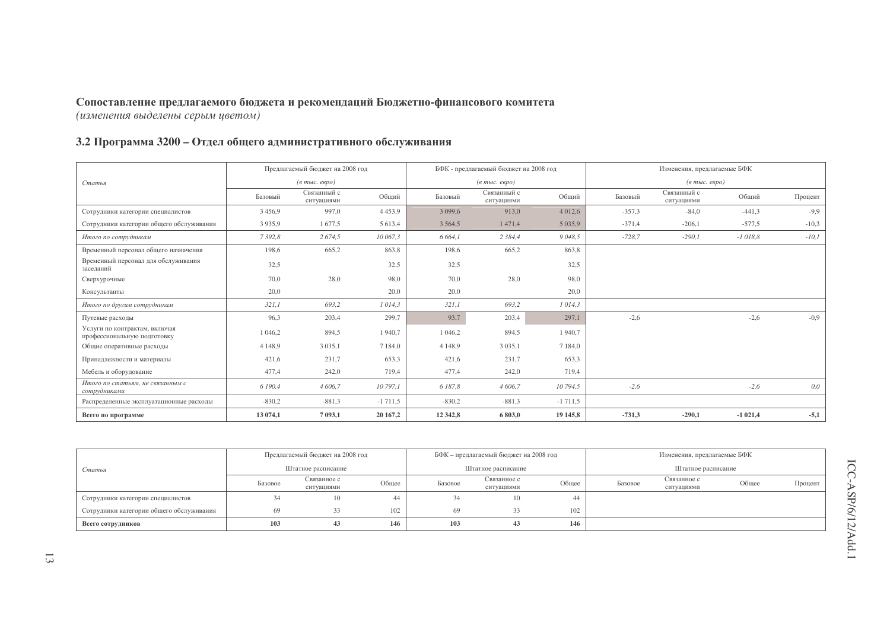**Сопоставление предлагаемого бюджета и рекомендаций Бюджетно-финансового комитета**
*(изменения выделены серым цветом)*

## 3.2 Программа 3200 – Отдел общего административного обслуживания

| *Статья* | Предлагаемый бюджет на 2008 год *(в тыс. евро)* | | | БФК - предлагаемый бюджет на 2008 год *(в тыс. евро)* | | | Изменения, предлагаемые БФК *(в тыс. евро)* | | | |
|---|---|---|---|---|---|---|---|---|---|---|
| | Базовый | Связанный с ситуациями | Общий | Базовый | Связанный с ситуациями | Общий | Базовый | Связанный с ситуациями | Общий | Процент |
| Сотрудники категории специалистов | 3 456,9 | 997,0 | 4 453,9 | 3 099,6 | 913,0 | 4 012,6 | -357,3 | -84,0 | -441,3 | -9,9 |
| Сотрудники категории общего обслуживания | 3 935,9 | 1 677,5 | 5 613,4 | 3 564,5 | 1 471,4 | 5 035,9 | -371,4 | -206,1 | -577,5 | -10,3 |
| *Итого по сотрудникам* | *7 392,8* | *2 674,5* | *10 067,3* | *6 664,1* | *2 384,4* | *9 048,5* | *-728,7* | *-290,1* | *-1 018,8* | *-10,1* |
| Временный персонал общего назначения | 198,6 | 665,2 | 863,8 | 198,6 | 665,2 | 863,8 | | | | |
| Временный персонал для обслуживания заседаний | 32,5 | | 32,5 | 32,5 | | 32,5 | | | | |
| Сверхурочные | 70,0 | 28,0 | 98,0 | 70,0 | 28,0 | 98,0 | | | | |
| Консультанты | 20,0 | | 20,0 | 20,0 | | 20,0 | | | | |
| *Итого по другим сотрудникам* | *321,1* | *693,2* | *1 014,3* | *321,1* | *693,2* | *1 014,3* | | | | |
| Путевые расходы | 96,3 | 203,4 | 299,7 | 93,7 | 203,4 | 297,1 | -2,6 | | -2,6 | -0,9 |
| Услуги по контрактам, включая профессиональную подготовку | 1 046,2 | 894,5 | 1 940,7 | 1 046,2 | 894,5 | 1 940,7 | | | | |
| Общие оперативные расходы | 4 148,9 | 3 035,1 | 7 184,0 | 4 148,9 | 3 035,1 | 7 184,0 | | | | |
| Принадлежности и материалы | 421,6 | 231,7 | 653,3 | 421,6 | 231,7 | 653,3 | | | | |
| Мебель и оборудование | 477,4 | 242,0 | 719,4 | 477,4 | 242,0 | 719,4 | | | | |
| *Итого по статьям, не связанным с сотрудниками* | *6 190,4* | *4 606,7* | *10 797,1* | *6 187,8* | *4 606,7* | *10 794,5* | *-2,6* | | *-2,6* | *0,0* |
| Распределенные эксплуатационные расходы | -830,2 | -881,3 | -1 711,5 | -830,2 | -881,3 | -1 711,5 | | | | |
| **Всего по программе** | **13 074,1** | **7 093,1** | **20 167,2** | **12 342,8** | **6 803,0** | **19 145,8** | **-731,3** | **-290,1** | **-1 021,4** | **-5,1** |

| *Статья* | Предлагаемый бюджет на 2008 год Штатное расписание | | | БФК – предлагаемый бюджет на 2008 год Штатное расписание | | | Изменения, предлагаемые БФК Штатное расписание | | | |
|---|---|---|---|---|---|---|---|---|---|---|
| | Базовое | Связанное с ситуациями | Общее | Базовое | Связанное с ситуациями | Общее | Базовое | Связанное с ситуациями | Общее | Процент |
| Сотрудники категории специалистов | 34 | 10 | 44 | 34 | 10 | 44 | | | | |
| Сотрудники категории общего обслуживания | 69 | 33 | 102 | 69 | 33 | 102 | | | | |
| **Всего сотрудников** | **103** | **43** | **146** | **103** | **43** | **146** | | | | |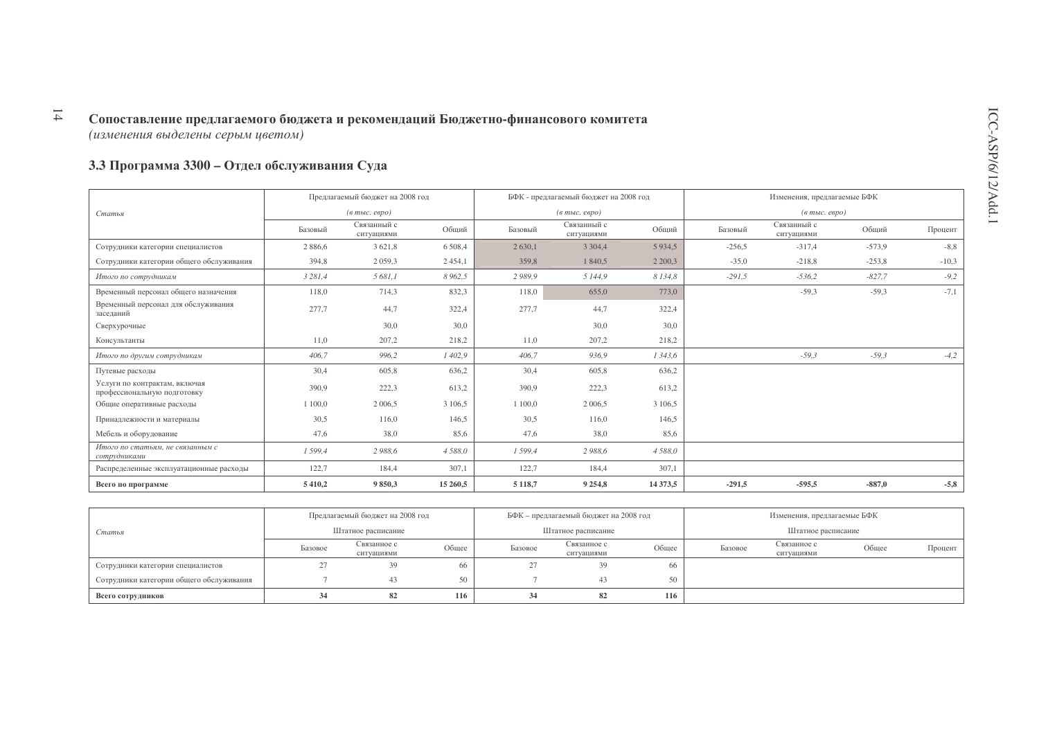## Сопоставление предлагаемого бюджета и рекомендаций Бюджетно-финансового комитета

*(изменения выделены серым цветом)*

### 3.3 Программа 3300 – Отдел обслуживания Суда

| Статья | Предлагаемый бюджет на 2008 год *(в тыс. евро)* | | | БФК - предлагаемый бюджет на 2008 год *(в тыс. евро)* | | | Изменения, предлагаемые БФК *(в тыс. евро)* | | | |
|---|---|---|---|---|---|---|---|---|---|---|
| | Базовый | Связанный с ситуациями | Общий | Базовый | Связанный с ситуациями | Общий | Базовый | Связанный с ситуациями | Общий | Процент |
| Сотрудники категории специалистов | 2 886,6 | 3 621,8 | 6 508,4 | 2 630,1 | 3 304,4 | 5 934,5 | -256,5 | -317,4 | -573,9 | -8,8 |
| Сотрудники категории общего обслуживания | 394,8 | 2 059,3 | 2 454,1 | 359,8 | 1 840,5 | 2 200,3 | -35,0 | -218,8 | -253,8 | -10,3 |
| *Итого по сотрудникам* | *3 281,4* | *5 681,1* | *8 962,5* | *2 989,9* | *5 144,9* | *8 134,8* | *-291,5* | *-536,2* | *-827,7* | *-9,2* |
| Временный персонал общего назначения | 118,0 | 714,3 | 832,3 | 118,0 | 655,0 | 773,0 | | -59,3 | -59,3 | -7,1 |
| Временный персонал для обслуживания заседаний | 277,7 | 44,7 | 322,4 | 277,7 | 44,7 | 322,4 | | | | |
| Сверхурочные | | 30,0 | 30,0 | | 30,0 | 30,0 | | | | |
| Консультанты | 11,0 | 207,2 | 218,2 | 11,0 | 207,2 | 218,2 | | | | |
| *Итого по другим сотрудникам* | *406,7* | *996,2* | *1 402,9* | *406,7* | *936,9* | *1 343,6* | | *-59,3* | *-59,3* | *-4,2* |
| Путевые расходы | 30,4 | 605,8 | 636,2 | 30,4 | 605,8 | 636,2 | | | | |
| Услуги по контрактам, включая профессиональную подготовку | 390,9 | 222,3 | 613,2 | 390,9 | 222,3 | 613,2 | | | | |
| Общие оперативные расходы | 1 100,0 | 2 006,5 | 3 106,5 | 1 100,0 | 2 006,5 | 3 106,5 | | | | |
| Принадлежности и материалы | 30,5 | 116,0 | 146,5 | 30,5 | 116,0 | 146,5 | | | | |
| Мебель и оборудование | 47,6 | 38,0 | 85,6 | 47,6 | 38,0 | 85,6 | | | | |
| *Итого по статьям, не связанным с сотрудниками* | *1 599,4* | *2 988,6* | *4 588,0* | *1 599,4* | *2 988,6* | *4 588,0* | | | | |
| Распределенные эксплуатационные расходы | 122,7 | 184,4 | 307,1 | 122,7 | 184,4 | 307,1 | | | | |
| **Всего по программе** | **5 410,2** | **9 850,3** | **15 260,5** | **5 118,7** | **9 254,8** | **14 373,5** | **-291,5** | **-595,5** | **-887,0** | **-5,8** |

| Статья | Предлагаемый бюджет на 2008 год Штатное расписание | | | БФК – предлагаемый бюджет на 2008 год Штатное расписание | | | Изменения, предлагаемые БФК Штатное расписание | | | |
|---|---|---|---|---|---|---|---|---|---|---|
| | Базовое | Связанное с ситуациями | Общее | Базовое | Связанное с ситуациями | Общее | Базовое | Связанное с ситуациями | Общее | Процент |
| Сотрудники категории специалистов | 27 | 39 | 66 | 27 | 39 | 66 | | | | |
| Сотрудники категории общего обслуживания | 7 | 43 | 50 | 7 | 43 | 50 | | | | |
| **Всего сотрудников** | **34** | **82** | **116** | **34** | **82** | **116** | | | | |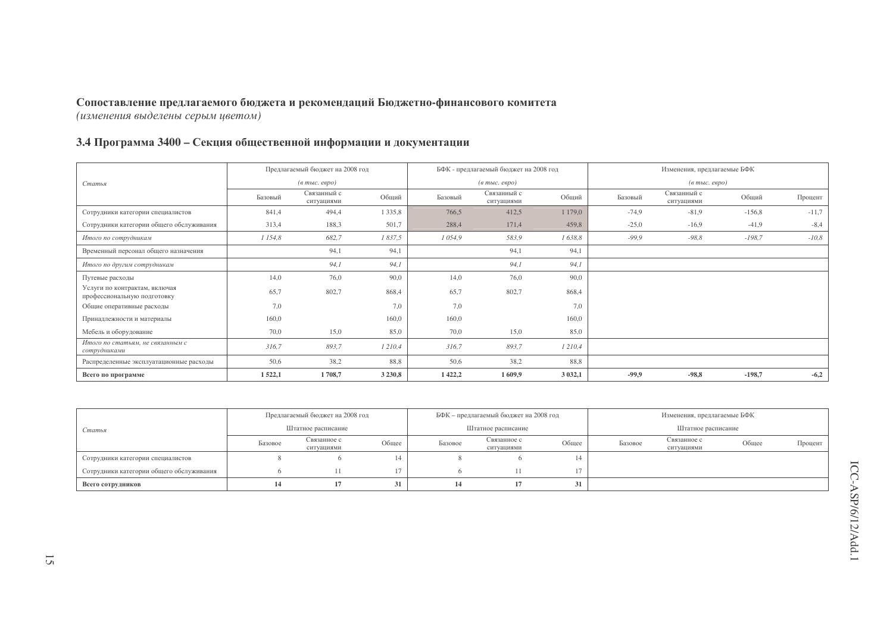**Сопоставление предлагаемого бюджета и рекомендаций Бюджетно-финансового комитета**
*(изменения выделены серым цветом)*

## 3.4 Программа 3400 – Секция общественной информации и документации

| *Статья* | Предлагаемый бюджет на 2008 год (*в тыс. евро*) | | | БФК - предлагаемый бюджет на 2008 год (*в тыс. евро*) | | | Изменения, предлагаемые БФК (*в тыс. евро*) | | | |
|---|---|---|---|---|---|---|---|---|---|---|
| | Базовый | Связанный с ситуациями | Общий | Базовый | Связанный с ситуациями | Общий | Базовый | Связанный с ситуациями | Общий | Процент |
| Сотрудники категории специалистов | 841,4 | 494,4 | 1 335,8 | 766,5 | 412,5 | 1 179,0 | -74,9 | -81,9 | -156,8 | -11,7 |
| Сотрудники категории общего обслуживания | 313,4 | 188,3 | 501,7 | 288,4 | 171,4 | 459,8 | -25,0 | -16,9 | -41,9 | -8,4 |
| *Итого по сотрудникам* | *1 154,8* | *682,7* | *1 837,5* | *1 054,9* | *583,9* | *1 638,8* | *-99,9* | *-98,8* | *-198,7* | *-10,8* |
| Временный персонал общего назначения | | 94,1 | 94,1 | | 94,1 | 94,1 | | | | |
| *Итого по другим сотрудникам* | | *94,1* | *94,1* | | *94,1* | *94,1* | | | | |
| Путевые расходы | 14,0 | 76,0 | 90,0 | 14,0 | 76,0 | 90,0 | | | | |
| Услуги по контрактам, включая профессиональную подготовку | 65,7 | 802,7 | 868,4 | 65,7 | 802,7 | 868,4 | | | | |
| Общие оперативные расходы | 7,0 | | 7,0 | 7,0 | | 7,0 | | | | |
| Принадлежности и материалы | 160,0 | | 160,0 | 160,0 | | 160,0 | | | | |
| Мебель и оборудование | 70,0 | 15,0 | 85,0 | 70,0 | 15,0 | 85,0 | | | | |
| *Итого по статьям, не связанным с сотрудниками* | *316,7* | *893,7* | *1 210,4* | *316,7* | *893,7* | *1 210,4* | | | | |
| Распределенные эксплуатационные расходы | 50,6 | 38,2 | 88,8 | 50,6 | 38,2 | 88,8 | | | | |
| **Всего по программе** | **1 522,1** | **1 708,7** | **3 230,8** | **1 422,2** | **1 609,9** | **3 032,1** | **-99,9** | **-98,8** | **-198,7** | **-6,2** |

| *Статья* | Предлагаемый бюджет на 2008 год (Штатное расписание) | | | БФК – предлагаемый бюджет на 2008 год (Штатное расписание) | | | Изменения, предлагаемые БФК (Штатное расписание) | | | |
|---|---|---|---|---|---|---|---|---|---|---|
| | Базовое | Связанное с ситуациями | Общее | Базовое | Связанное с ситуациями | Общее | Базовое | Связанное с ситуациями | Общее | Процент |
| Сотрудники категории специалистов | 8 | 6 | 14 | 8 | 6 | 14 | | | | |
| Сотрудники категории общего обслуживания | 6 | 11 | 17 | 6 | 11 | 17 | | | | |
| **Всего сотрудников** | **14** | **17** | **31** | **14** | **17** | **31** | | | | |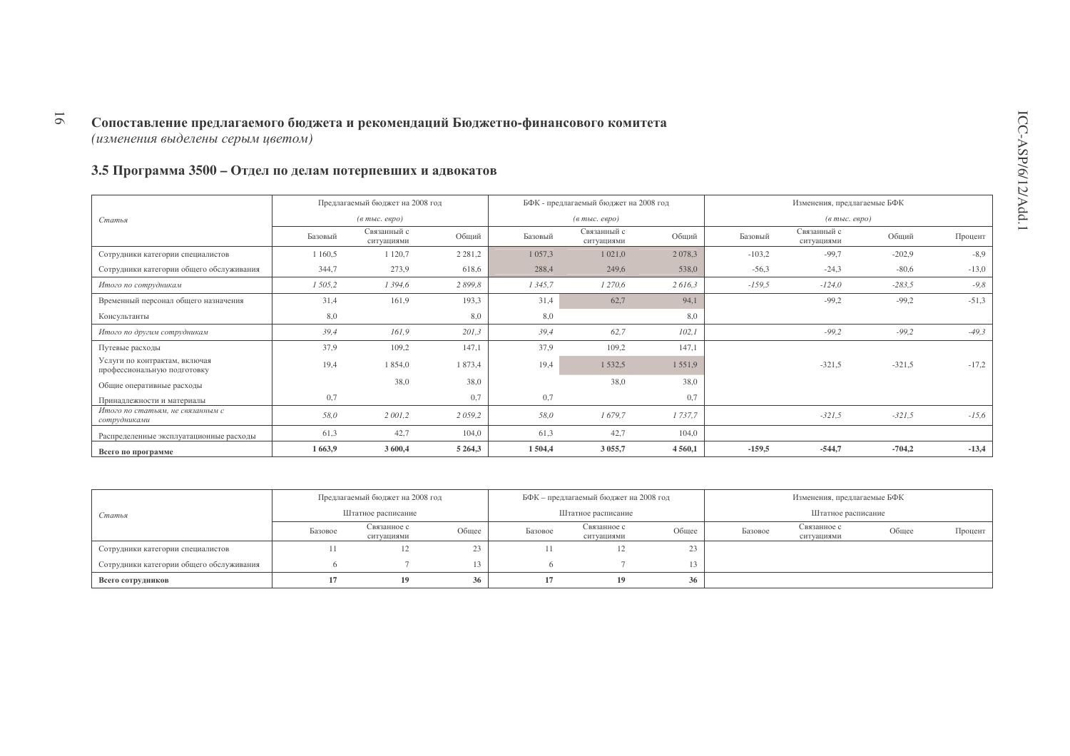## Сопоставление предлагаемого бюджета и рекомендаций Бюджетно-финансового комитета

*(изменения выделены серым цветом)*

### 3.5 Программа 3500 – Отдел по делам потерпевших и адвокатов

| *Статья* | Предлагаемый бюджет на 2008 год *(в тыс. евро)* | | | БФК - предлагаемый бюджет на 2008 год *(в тыс. евро)* | | | Изменения, предлагаемые БФК *(в тыс. евро)* | | | |
|---|---|---|---|---|---|---|---|---|---|---|
| | Базовый | Связанный с ситуациями | Общий | Базовый | Связанный с ситуациями | Общий | Базовый | Связанный с ситуациями | Общий | Процент |
| Сотрудники категории специалистов | 1 160,5 | 1 120,7 | 2 281,2 | 1 057,3 | 1 021,0 | 2 078,3 | -103,2 | -99,7 | -202,9 | -8,9 |
| Сотрудники категории общего обслуживания | 344,7 | 273,9 | 618,6 | 288,4 | 249,6 | 538,0 | -56,3 | -24,3 | -80,6 | -13,0 |
| *Итого по сотрудникам* | *1 505,2* | *1 394,6* | *2 899,8* | *1 345,7* | *1 270,6* | *2 616,3* | *-159,5* | *-124,0* | *-283,5* | *-9,8* |
| Временный персонал общего назначения | 31,4 | 161,9 | 193,3 | 31,4 | 62,7 | 94,1 | | -99,2 | -99,2 | -51,3 |
| Консультанты | 8,0 | | 8,0 | 8,0 | | 8,0 | | | | |
| *Итого по другим сотрудникам* | *39,4* | *161,9* | *201,3* | *39,4* | *62,7* | *102,1* | | *-99,2* | *-99,2* | *-49,3* |
| Путевые расходы | 37,9 | 109,2 | 147,1 | 37,9 | 109,2 | 147,1 | | | | |
| Услуги по контрактам, включая профессиональную подготовку | 19,4 | 1 854,0 | 1 873,4 | 19,4 | 1 532,5 | 1 551,9 | | -321,5 | -321,5 | -17,2 |
| Общие оперативные расходы | | 38,0 | 38,0 | | 38,0 | 38,0 | | | | |
| Принадлежности и материалы | 0,7 | | 0,7 | 0,7 | | 0,7 | | | | |
| *Итого по статьям, не связанным с сотрудниками* | *58,0* | *2 001,2* | *2 059,2* | *58,0* | *1 679,7* | *1 737,7* | | *-321,5* | *-321,5* | *-15,6* |
| Распределенные эксплуатационные расходы | 61,3 | 42,7 | 104,0 | 61,3 | 42,7 | 104,0 | | | | |
| **Всего по программе** | **1 663,9** | **3 600,4** | **5 264,3** | **1 504,4** | **3 055,7** | **4 560,1** | **-159,5** | **-544,7** | **-704,2** | **-13,4** |

| *Статья* | Предлагаемый бюджет на 2008 год Штатное расписание | | | БФК – предлагаемый бюджет на 2008 год Штатное расписание | | | Изменения, предлагаемые БФК Штатное расписание | | | |
|---|---|---|---|---|---|---|---|---|---|---|
| | Базовое | Связанное с ситуациями | Общее | Базовое | Связанное с ситуациями | Общее | Базовое | Связанное с ситуациями | Общее | Процент |
| Сотрудники категории специалистов | 11 | 12 | 23 | 11 | 12 | 23 | | | | |
| Сотрудники категории общего обслуживания | 6 | 7 | 13 | 6 | 7 | 13 | | | | |
| **Всего сотрудников** | **17** | **19** | **36** | **17** | **19** | **36** | | | | |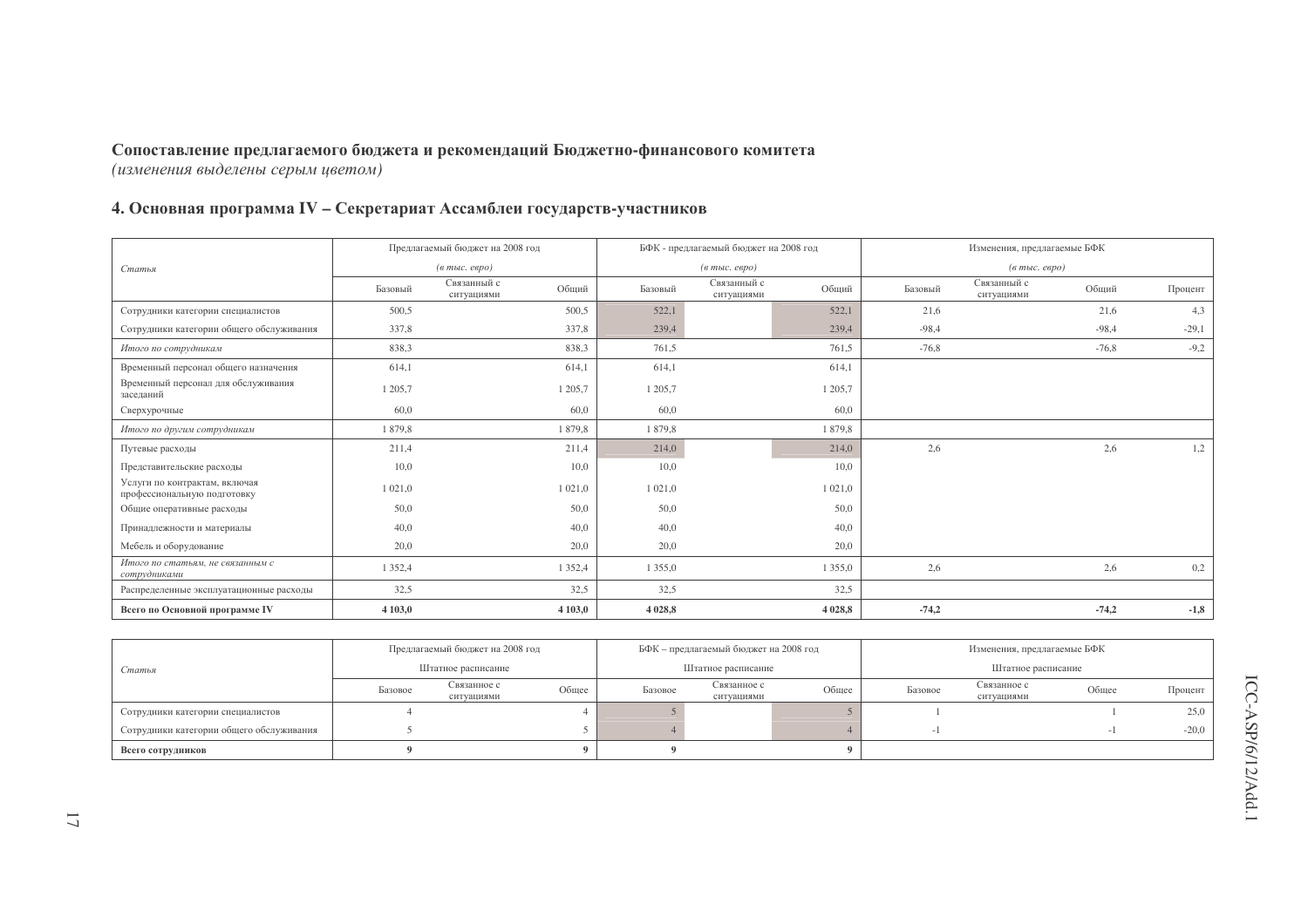**Сопоставление предлагаемого бюджета и рекомендаций Бюджетно-финансового комитета**
*(изменения выделены серым цветом)*

## 4. Основная программа IV – Секретариат Ассамблеи государств-участников

| *Статья* | Предлагаемый бюджет на 2008 год *(в тыс. евро)* | | | БФК - предлагаемый бюджет на 2008 год *(в тыс. евро)* | | | Изменения, предлагаемые БФК *(в тыс. евро)* | | | |
|---|---|---|---|---|---|---|---|---|---|---|
| | Базовый | Связанный с ситуациями | Общий | Базовый | Связанный с ситуациями | Общий | Базовый | Связанный с ситуациями | Общий | Процент |
| Сотрудники категории специалистов | 500,5 | | 500,5 | 522,1 | | 522,1 | 21,6 | | 21,6 | 4,3 |
| Сотрудники категории общего обслуживания | 337,8 | | 337,8 | 239,4 | | 239,4 | -98,4 | | -98,4 | -29,1 |
| *Итого по сотрудникам* | 838,3 | | 838,3 | 761,5 | | 761,5 | -76,8 | | -76,8 | -9,2 |
| Временный персонал общего назначения | 614,1 | | 614,1 | 614,1 | | 614,1 | | | | |
| Временный персонал для обслуживания заседаний | 1 205,7 | | 1 205,7 | 1 205,7 | | 1 205,7 | | | | |
| Сверхурочные | 60,0 | | 60,0 | 60,0 | | 60,0 | | | | |
| *Итого по другим сотрудникам* | 1 879,8 | | 1 879,8 | 1 879,8 | | 1 879,8 | | | | |
| Путевые расходы | 211,4 | | 211,4 | 214,0 | | 214,0 | 2,6 | | 2,6 | 1,2 |
| Представительские расходы | 10,0 | | 10,0 | 10,0 | | 10,0 | | | | |
| Услуги по контрактам, включая профессиональную подготовку | 1 021,0 | | 1 021,0 | 1 021,0 | | 1 021,0 | | | | |
| Общие оперативные расходы | 50,0 | | 50,0 | 50,0 | | 50,0 | | | | |
| Принадлежности и материалы | 40,0 | | 40,0 | 40,0 | | 40,0 | | | | |
| Мебель и оборудование | 20,0 | | 20,0 | 20,0 | | 20,0 | | | | |
| *Итого по статьям, не связанным с сотрудниками* | 1 352,4 | | 1 352,4 | 1 355,0 | | 1 355,0 | 2,6 | | 2,6 | 0,2 |
| Распределенные эксплуатационные расходы | 32,5 | | 32,5 | 32,5 | | 32,5 | | | | |
| **Всего по Основной программе IV** | **4 103,0** | | **4 103,0** | **4 028,8** | | **4 028,8** | **-74,2** | | **-74,2** | **-1,8** |

| *Статья* | Предлагаемый бюджет на 2008 год Штатное расписание | | | БФК – предлагаемый бюджет на 2008 год Штатное расписание | | | Изменения, предлагаемые БФК Штатное расписание | | | |
|---|---|---|---|---|---|---|---|---|---|---|
| | Базовое | Связанное с ситуациями | Общее | Базовое | Связанное с ситуациями | Общее | Базовое | Связанное с ситуациями | Общее | Процент |
| Сотрудники категории специалистов | 4 | | 4 | 5 | | 5 | 1 | | 1 | 25,0 |
| Сотрудники категории общего обслуживания | 5 | | 5 | 4 | | 4 | -1 | | -1 | -20,0 |
| **Всего сотрудников** | **9** | | **9** | **9** | | **9** | | | | |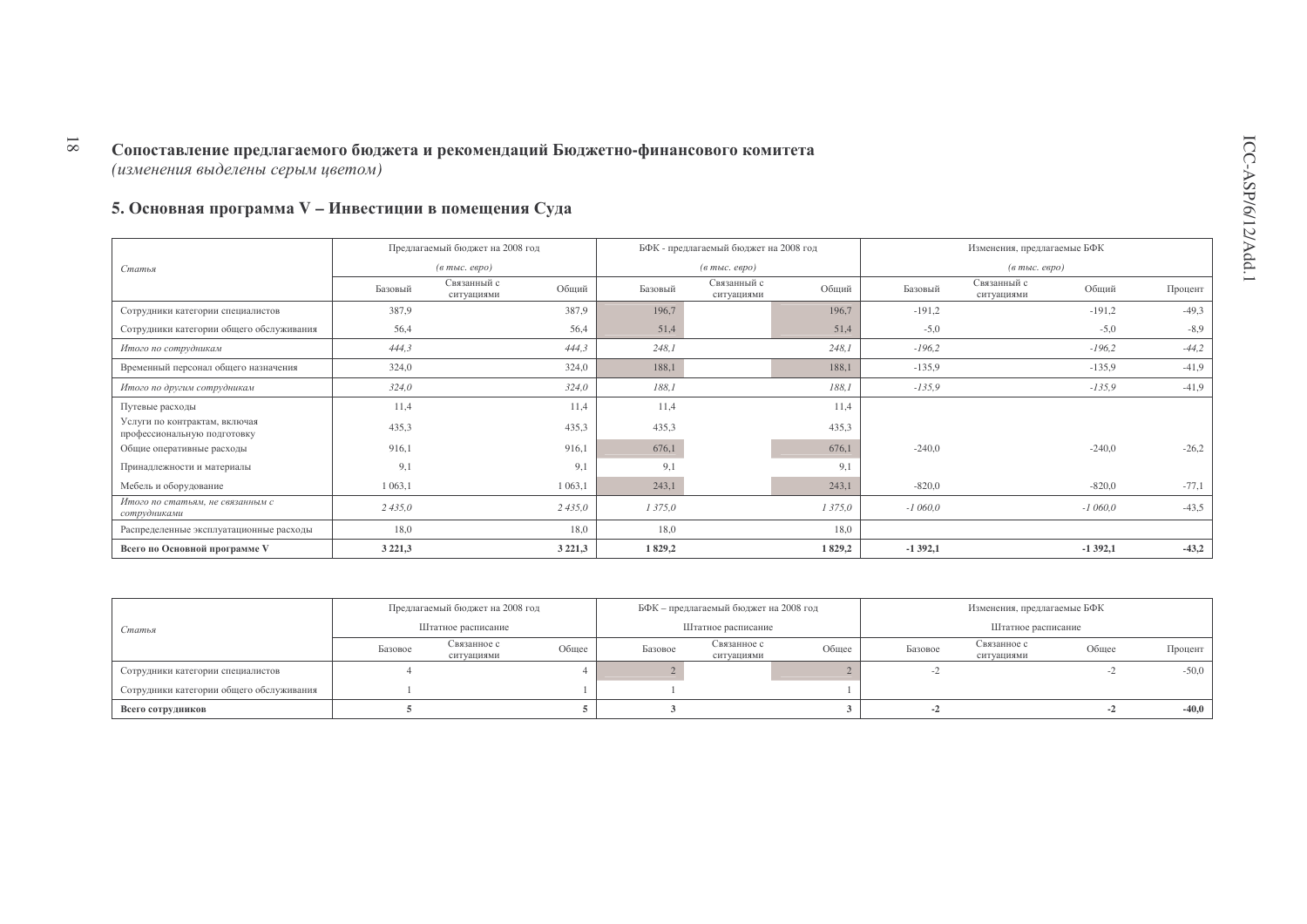## Сопоставление предлагаемого бюджета и рекомендаций Бюджетно-финансового комитета

*(изменения выделены серым цветом)*

### 5. Основная программа V – Инвестиции в помещения Суда

| *Статья* | Предлагаемый бюджет на 2008 год *(в тыс. евро)* | | | БФК - предлагаемый бюджет на 2008 год *(в тыс. евро)* | | | Изменения, предлагаемые БФК *(в тыс. евро)* | | | |
|---|---|---|---|---|---|---|---|---|---|---|
| | Базовый | Связанный с ситуациями | Общий | Базовый | Связанный с ситуациями | Общий | Базовый | Связанный с ситуациями | Общий | Процент |
| Сотрудники категории специалистов | 387,9 | | 387,9 | 196,7 | | 196,7 | -191,2 | | -191,2 | -49,3 |
| Сотрудники категории общего обслуживания | 56,4 | | 56,4 | 51,4 | | 51,4 | -5,0 | | -5,0 | -8,9 |
| *Итого по сотрудникам* | *444,3* | | *444,3* | *248,1* | | *248,1* | *-196,2* | | *-196,2* | *-44,2* |
| Временный персонал общего назначения | 324,0 | | 324,0 | 188,1 | | 188,1 | -135,9 | | -135,9 | -41,9 |
| *Итого по другим сотрудникам* | *324,0* | | *324,0* | *188,1* | | *188,1* | *-135,9* | | *-135,9* | -41,9 |
| Путевые расходы | 11,4 | | 11,4 | 11,4 | | 11,4 | | | | |
| Услуги по контрактам, включая профессиональную подготовку | 435,3 | | 435,3 | 435,3 | | 435,3 | | | | |
| Общие оперативные расходы | 916,1 | | 916,1 | 676,1 | | 676,1 | -240,0 | | -240,0 | -26,2 |
| Принадлежности и материалы | 9,1 | | 9,1 | 9,1 | | 9,1 | | | | |
| Мебель и оборудование | 1 063,1 | | 1 063,1 | 243,1 | | 243,1 | -820,0 | | -820,0 | -77,1 |
| *Итого по статьям, не связанным с сотрудниками* | *2 435,0* | | *2 435,0* | *1 375,0* | | *1 375,0* | *-1 060,0* | | *-1 060,0* | -43,5 |
| Распределенные эксплуатационные расходы | 18,0 | | 18,0 | 18,0 | | 18,0 | | | | |
| **Всего по Основной программе V** | **3 221,3** | | **3 221,3** | **1 829,2** | | **1 829,2** | **-1 392,1** | | **-1 392,1** | **-43,2** |

| *Статья* | Предлагаемый бюджет на 2008 год Штатное расписание | | | БФК – предлагаемый бюджет на 2008 год Штатное расписание | | | Изменения, предлагаемые БФК Штатное расписание | | | |
|---|---|---|---|---|---|---|---|---|---|---|
| | Базовое | Связанное с ситуациями | Общее | Базовое | Связанное с ситуациями | Общее | Базовое | Связанное с ситуациями | Общее | Процент |
| Сотрудники категории специалистов | 4 | | 4 | 2 | | 2 | -2 | | -2 | -50,0 |
| Сотрудники категории общего обслуживания | 1 | | 1 | 1 | | 1 | | | | |
| **Всего сотрудников** | **5** | | **5** | **3** | | **3** | **-2** | | **-2** | **-40,0** |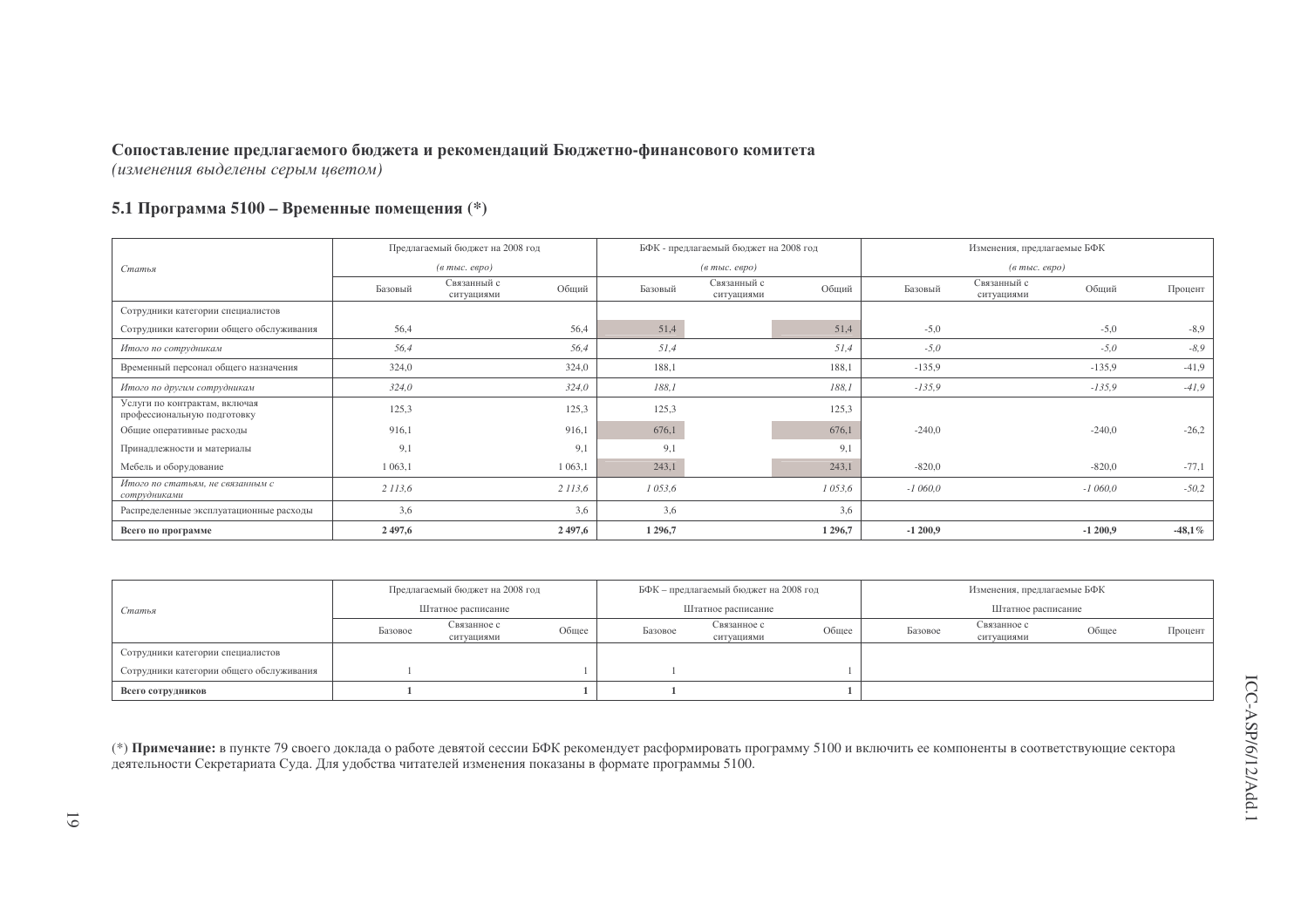**Сопоставление предлагаемого бюджета и рекомендаций Бюджетно-финансового комитета**
*(изменения выделены серым цветом)*

## 5.1 Программа 5100 – Временные помещения (*)

| Статья | Предлагаемый бюджет на 2008 год (в тыс. евро) | | | БФК - предлагаемый бюджет на 2008 год (в тыс. евро) | | | Изменения, предлагаемые БФК (в тыс. евро) | | | |
|---|---|---|---|---|---|---|---|---|---|---|
| | Базовый | Связанный с ситуациями | Общий | Базовый | Связанный с ситуациями | Общий | Базовый | Связанный с ситуациями | Общий | Процент |
| Сотрудники категории специалистов | | | | | | | | | | |
| Сотрудники категории общего обслуживания | 56,4 | | 56,4 | 51,4 | | 51,4 | -5,0 | | -5,0 | -8,9 |
| *Итого по сотрудникам* | *56,4* | | *56,4* | *51,4* | | *51,4* | *-5,0* | | *-5,0* | *-8,9* |
| Временный персонал общего назначения | 324,0 | | 324,0 | 188,1 | | 188,1 | -135,9 | | -135,9 | -41,9 |
| *Итого по другим сотрудникам* | *324,0* | | *324,0* | *188,1* | | *188,1* | *-135,9* | | *-135,9* | *-41,9* |
| Услуги по контрактам, включая профессиональную подготовку | 125,3 | | 125,3 | 125,3 | | 125,3 | | | | |
| Общие оперативные расходы | 916,1 | | 916,1 | 676,1 | | 676,1 | -240,0 | | -240,0 | -26,2 |
| Принадлежности и материалы | 9,1 | | 9,1 | 9,1 | | 9,1 | | | | |
| Мебель и оборудование | 1 063,1 | | 1 063,1 | 243,1 | | 243,1 | -820,0 | | -820,0 | -77,1 |
| *Итого по статьям, не связанным с сотрудниками* | *2 113,6* | | *2 113,6* | *1 053,6* | | *1 053,6* | *-1 060,0* | | *-1 060,0* | *-50,2* |
| Распределенные эксплуатационные расходы | 3,6 | | 3,6 | 3,6 | | 3,6 | | | | |
| **Всего по программе** | **2 497,6** | | **2 497,6** | **1 296,7** | | **1 296,7** | **-1 200,9** | | **-1 200,9** | **-48,1%** |

| Статья | Предлагаемый бюджет на 2008 год Штатное расписание | | | БФК – предлагаемый бюджет на 2008 год Штатное расписание | | | Изменения, предлагаемые БФК Штатное расписание | | | |
|---|---|---|---|---|---|---|---|---|---|---|
| | Базовое | Связанное с ситуациями | Общее | Базовое | Связанное с ситуациями | Общее | Базовое | Связанное с ситуациями | Общее | Процент |
| Сотрудники категории специалистов | | | | | | | | | | |
| Сотрудники категории общего обслуживания | 1 | | 1 | 1 | | 1 | | | | |
| **Всего сотрудников** | **1** | | **1** | **1** | | **1** | | | | |

(*) **Примечание:** в пункте 79 своего доклада о работе девятой сессии БФК рекомендует расформировать программу 5100 и включить ее компоненты в соответствующие сектора деятельности Секретариата Суда. Для удобства читателей изменения показаны в формате программы 5100.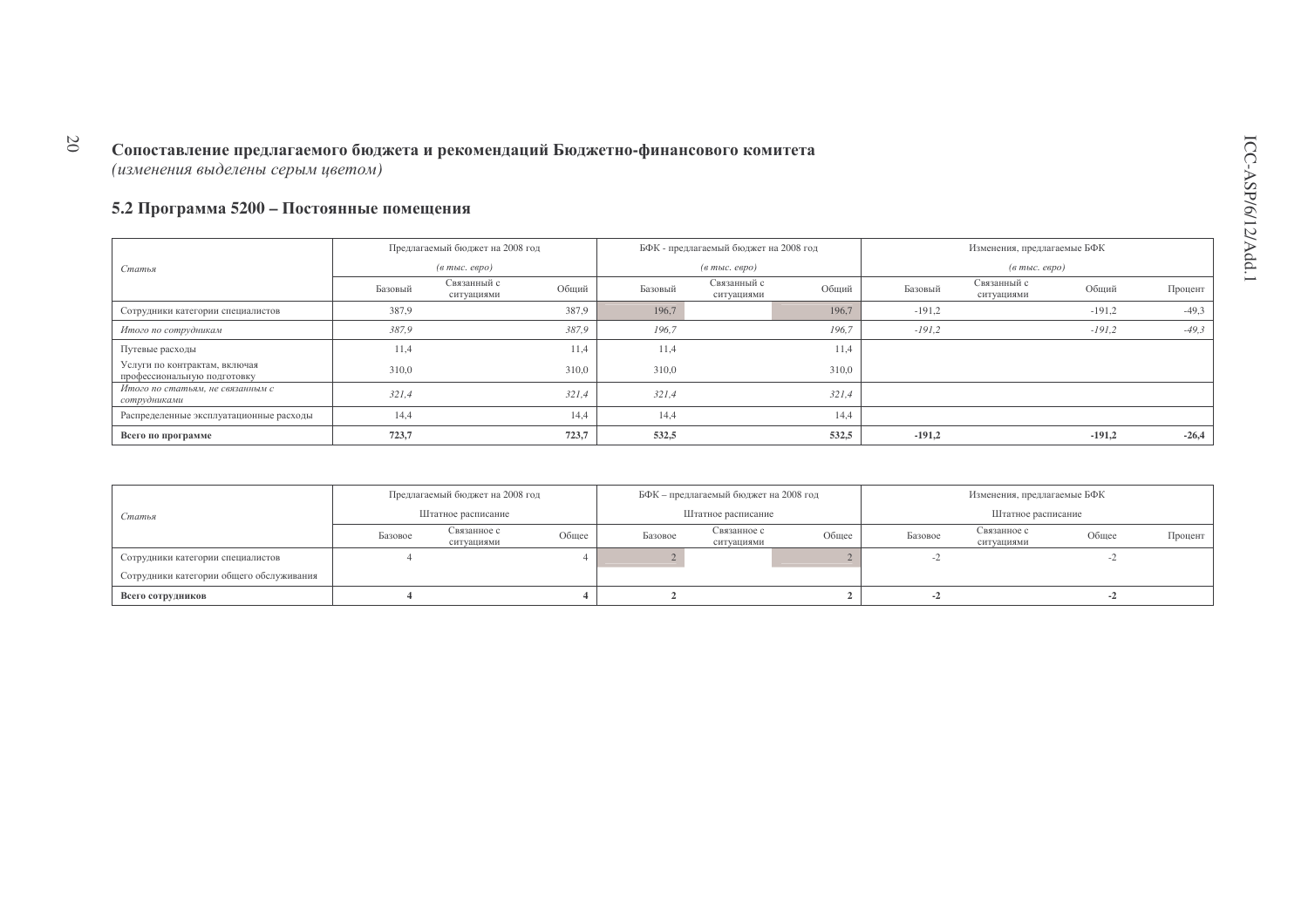## Сопоставление предлагаемого бюджета и рекомендаций Бюджетно-финансового комитета

*(изменения выделены серым цветом)*

### 5.2 Программа 5200 – Постоянные помещения

| *Статья* | Предлагаемый бюджет на 2008 год (*в тыс. евро*) | | | БФК - предлагаемый бюджет на 2008 год (*в тыс. евро*) | | | Изменения, предлагаемые БФК (*в тыс. евро*) | | | |
|---|---|---|---|---|---|---|---|---|---|---|
| | Базовый | Связанный с ситуациями | Общий | Базовый | Связанный с ситуациями | Общий | Базовый | Связанный с ситуациями | Общий | Процент |
| Сотрудники категории специалистов | 387,9 | | 387,9 | 196,7 | | 196,7 | -191,2 | | -191,2 | -49,3 |
| *Итого по сотрудникам* | *387,9* | | *387,9* | *196,7* | | *196,7* | *-191,2* | | *-191,2* | *-49,3* |
| Путевые расходы | 11,4 | | 11,4 | 11,4 | | 11,4 | | | | |
| Услуги по контрактам, включая профессиональную подготовку | 310,0 | | 310,0 | 310,0 | | 310,0 | | | | |
| *Итого по статьям, не связанным с сотрудниками* | *321,4* | | *321,4* | *321,4* | | *321,4* | | | | |
| Распределенные эксплуатационные расходы | 14,4 | | 14,4 | 14,4 | | 14,4 | | | | |
| **Всего по программе** | **723,7** | | **723,7** | **532,5** | | **532,5** | **-191,2** | | **-191,2** | **-26,4** |

| *Статья* | Предлагаемый бюджет на 2008 год Штатное расписание | | | БФК – предлагаемый бюджет на 2008 год Штатное расписание | | | Изменения, предлагаемые БФК Штатное расписание | | | |
|---|---|---|---|---|---|---|---|---|---|---|
| | Базовое | Связанное с ситуациями | Общее | Базовое | Связанное с ситуациями | Общее | Базовое | Связанное с ситуациями | Общее | Процент |
| Сотрудники категории специалистов | 4 | | 4 | 2 | | 2 | -2 | | -2 | |
| Сотрудники категории общего обслуживания | | | | | | | | | | |
| **Всего сотрудников** | **4** | | **4** | **2** | | **2** | **-2** | | **-2** | |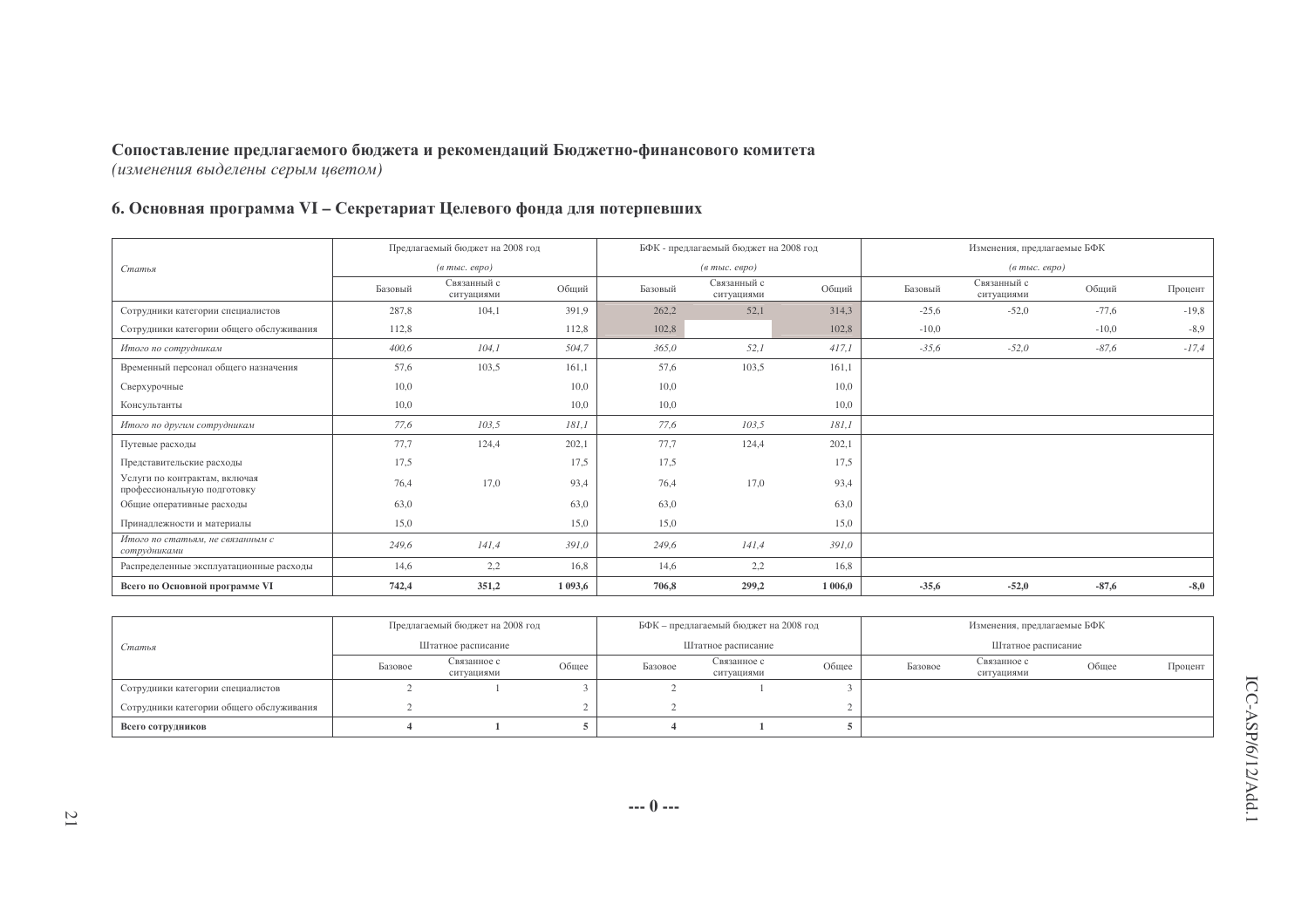**Сопоставление предлагаемого бюджета и рекомендаций Бюджетно-финансового комитета**
*(изменения выделены серым цветом)*

## 6. Основная программа VI – Секретариат Целевого фонда для потерпевших

| *Статья* | Предлагаемый бюджет на 2008 год *(в тыс. евро)* | | | БФК - предлагаемый бюджет на 2008 год *(в тыс. евро)* | | | Изменения, предлагаемые БФК *(в тыс. евро)* | | | |
|---|---|---|---|---|---|---|---|---|---|---|
| | Базовый | Связанный с ситуациями | Общий | Базовый | Связанный с ситуациями | Общий | Базовый | Связанный с ситуациями | Общий | Процент |
| Сотрудники категории специалистов | 287,8 | 104,1 | 391,9 | 262,2 | 52,1 | 314,3 | -25,6 | -52,0 | -77,6 | -19,8 |
| Сотрудники категории общего обслуживания | 112,8 | | 112,8 | 102,8 | | 102,8 | -10,0 | | -10,0 | -8,9 |
| *Итого по сотрудникам* | *400,6* | *104,1* | *504,7* | *365,0* | *52,1* | *417,1* | *-35,6* | *-52,0* | *-87,6* | *-17,4* |
| Временный персонал общего назначения | 57,6 | 103,5 | 161,1 | 57,6 | 103,5 | 161,1 | | | | |
| Сверхурочные | 10,0 | | 10,0 | 10,0 | | 10,0 | | | | |
| Консультанты | 10,0 | | 10,0 | 10,0 | | 10,0 | | | | |
| *Итого по другим сотрудникам* | *77,6* | *103,5* | *181,1* | *77,6* | *103,5* | *181,1* | | | | |
| Путевые расходы | 77,7 | 124,4 | 202,1 | 77,7 | 124,4 | 202,1 | | | | |
| Представительские расходы | 17,5 | | 17,5 | 17,5 | | 17,5 | | | | |
| Услуги по контрактам, включая профессиональную подготовку | 76,4 | 17,0 | 93,4 | 76,4 | 17,0 | 93,4 | | | | |
| Общие оперативные расходы | 63,0 | | 63,0 | 63,0 | | 63,0 | | | | |
| Принадлежности и материалы | 15,0 | | 15,0 | 15,0 | | 15,0 | | | | |
| *Итого по статьям, не связанным с сотрудниками* | *249,6* | *141,4* | *391,0* | *249,6* | *141,4* | *391,0* | | | | |
| Распределенные эксплуатационные расходы | 14,6 | 2,2 | 16,8 | 14,6 | 2,2 | 16,8 | | | | |
| **Всего по Основной программе VI** | **742,4** | **351,2** | **1 093,6** | **706,8** | **299,2** | **1 006,0** | **-35,6** | **-52,0** | **-87,6** | **-8,0** |

| *Статья* | Предлагаемый бюджет на 2008 год Штатное расписание | | | БФК – предлагаемый бюджет на 2008 год Штатное расписание | | | Изменения, предлагаемые БФК Штатное расписание | | | |
|---|---|---|---|---|---|---|---|---|---|---|
| | Базовое | Связанное с ситуациями | Общее | Базовое | Связанное с ситуациями | Общее | Базовое | Связанное с ситуациями | Общее | Процент |
| Сотрудники категории специалистов | 2 | 1 | 3 | 2 | 1 | 3 | | | | |
| Сотрудники категории общего обслуживания | 2 | | 2 | 2 | | 2 | | | | |
| **Всего сотрудников** | **4** | **1** | **5** | **4** | **1** | **5** | | | | |

--- 0 ---